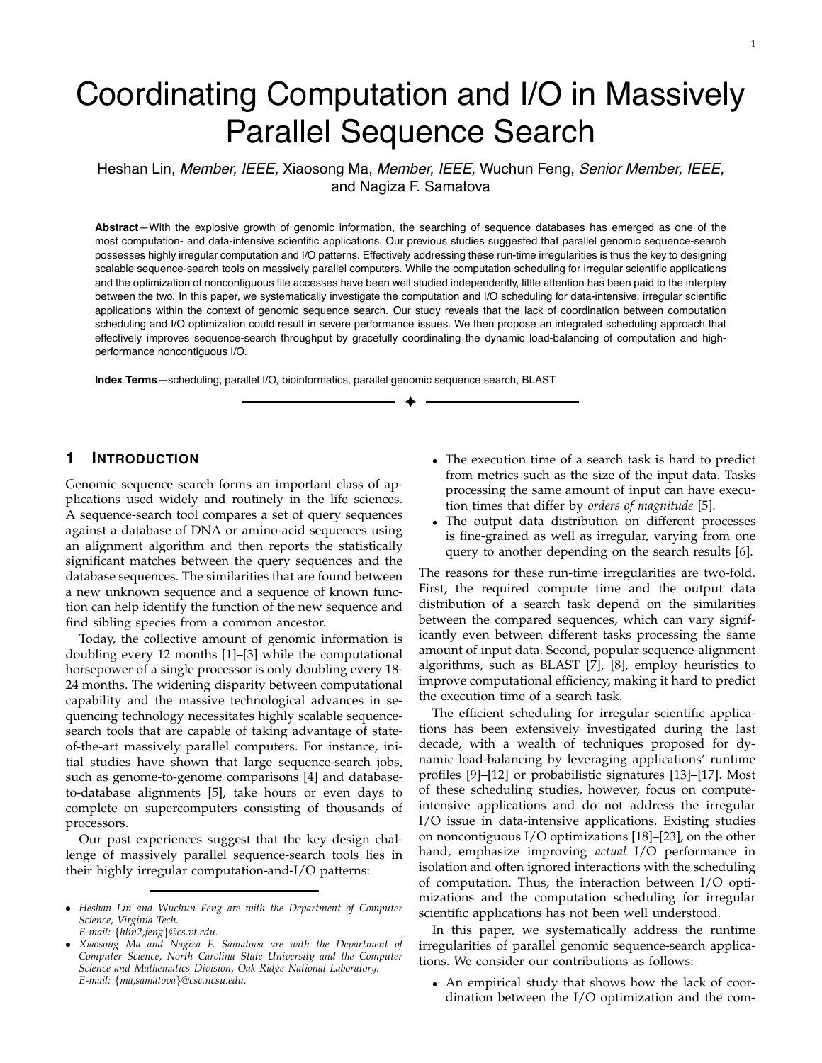# Coordinating Computation and I/O in Massively Parallel Sequence Search

Heshan Lin, *Member, IEEE,* Xiaosong Ma, *Member, IEEE,* Wuchun Feng, *Senior Member, IEEE,* and Nagiza F. Samatova

**Abstract**—With the explosive growth of genomic information, the searching of sequence databases has emerged as one of the most computation- and data-intensive scientific applications. Our previous studies suggested that parallel genomic sequence-search possesses highly irregular computation and I/O patterns. Effectively addressing these run-time irregularities is thus the key to designing scalable sequence-search tools on massively parallel computers. While the computation scheduling for irregular scientific applications and the optimization of noncontiguous file accesses have been well studied independently, little attention has been paid to the interplay between the two. In this paper, we systematically investigate the computation and I/O scheduling for data-intensive, irregular scientific applications within the context of genomic sequence search. Our study reveals that the lack of coordination between computation scheduling and I/O optimization could result in severe performance issues. We then propose an integrated scheduling approach that effectively improves sequence-search throughput by gracefully coordinating the dynamic load-balancing of computation and high-performance noncontiguous I/O.

**Index Terms**—scheduling, parallel I/O, bioinformatics, parallel genomic sequence search, BLAST

## 1 Introduction

Genomic sequence search forms an important class of applications used widely and routinely in the life sciences. A sequence-search tool compares a set of query sequences against a database of DNA or amino-acid sequences using an alignment algorithm and then reports the statistically significant matches between the query sequences and the database sequences. The similarities that are found between a new unknown sequence and a sequence of known function can help identify the function of the new sequence and find sibling species from a common ancestor.

Today, the collective amount of genomic information is doubling every 12 months [1]–[3] while the computational horsepower of a single processor is only doubling every 18-24 months. The widening disparity between computational capability and the massive technological advances in sequencing technology necessitates highly scalable sequence-search tools that are capable of taking advantage of state-of-the-art massively parallel computers. For instance, initial studies have shown that large sequence-search jobs, such as genome-to-genome comparisons [4] and database-to-database alignments [5], take hours or even days to complete on supercomputers consisting of thousands of processors.

Our past experiences suggest that the key design challenge of massively parallel sequence-search tools lies in their highly irregular computation-and-I/O patterns:

- The execution time of a search task is hard to predict from metrics such as the size of the input data. Tasks processing the same amount of input can have execution times that differ by *orders of magnitude* [5].
- The output data distribution on different processes is fine-grained as well as irregular, varying from one query to another depending on the search results [6].

The reasons for these run-time irregularities are two-fold. First, the required compute time and the output data distribution of a search task depend on the similarities between the compared sequences, which can vary significantly even between different tasks processing the same amount of input data. Second, popular sequence-alignment algorithms, such as BLAST [7], [8], employ heuristics to improve computational efficiency, making it hard to predict the execution time of a search task.

The efficient scheduling for irregular scientific applications has been extensively investigated during the last decade, with a wealth of techniques proposed for dynamic load-balancing by leveraging applications' runtime profiles [9]–[12] or probabilistic signatures [13]–[17]. Most of these scheduling studies, however, focus on compute-intensive applications and do not address the irregular I/O issue in data-intensive applications. Existing studies on noncontiguous I/O optimizations [18]–[23], on the other hand, emphasize improving *actual* I/O performance in isolation and often ignored interactions with the scheduling of computation. Thus, the interaction between I/O optimizations and the computation scheduling for irregular scientific applications has not been well understood.

In this paper, we systematically address the runtime irregularities of parallel genomic sequence-search applications. We consider our contributions as follows:

- An empirical study that shows how the lack of coordination between the I/O optimization and the com-

---

- *Heshan Lin and Wuchun Feng are with the Department of Computer Science, Virginia Tech. E-mail: {hlin2,feng}@cs.vt.edu.*
- *Xiaosong Ma and Nagiza F. Samatova are with the Department of Computer Science, North Carolina State University and the Computer Science and Mathematics Division, Oak Ridge National Laboratory. E-mail: {ma,samatova}@csc.ncsu.edu.*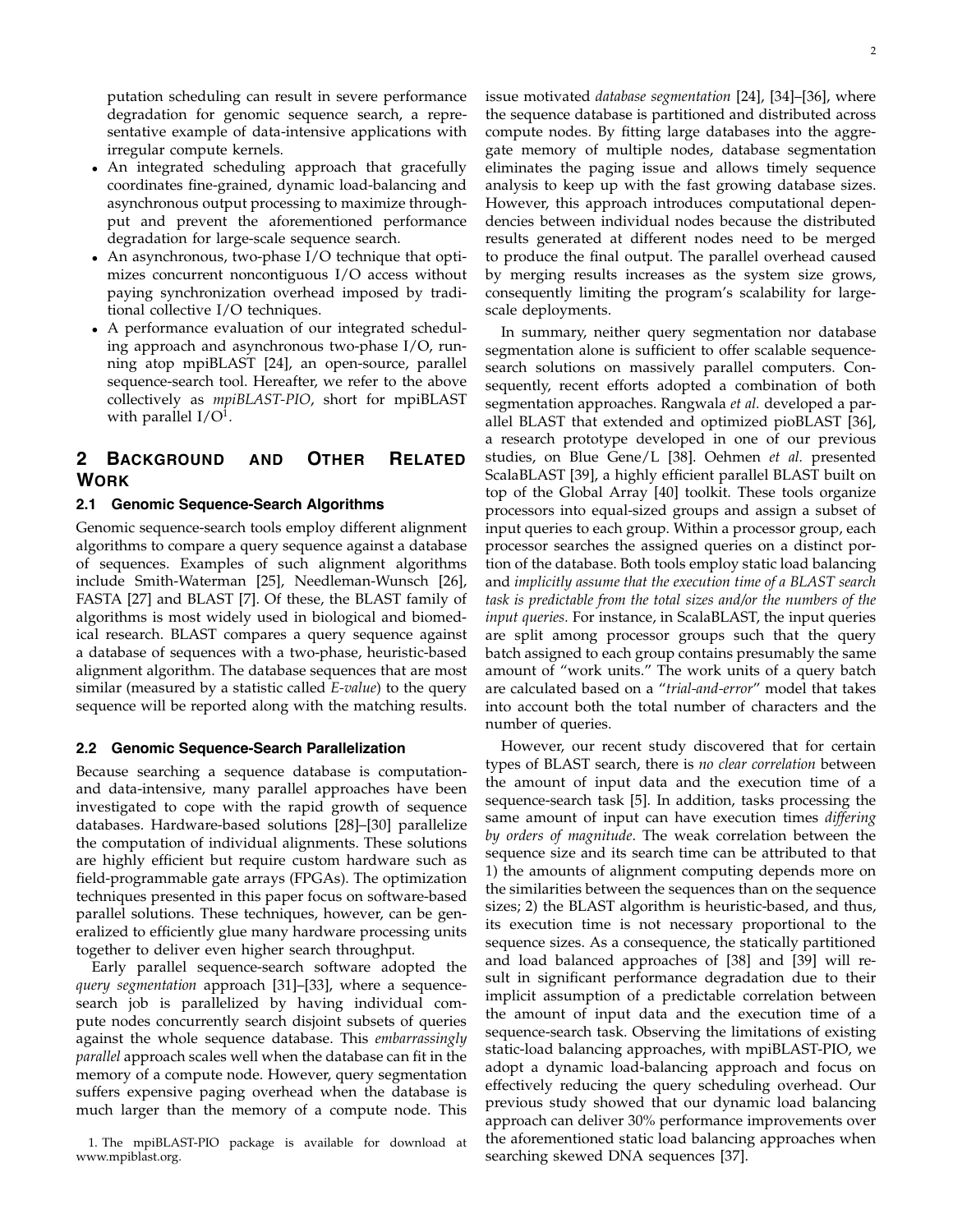putation scheduling can result in severe performance degradation for genomic sequence search, a representative example of data-intensive applications with irregular compute kernels.

- An integrated scheduling approach that gracefully coordinates fine-grained, dynamic load-balancing and asynchronous output processing to maximize throughput and prevent the aforementioned performance degradation for large-scale sequence search.
- An asynchronous, two-phase I/O technique that optimizes concurrent noncontiguous I/O access without paying synchronization overhead imposed by traditional collective I/O techniques.
- A performance evaluation of our integrated scheduling approach and asynchronous two-phase I/O, running atop mpiBLAST [24], an open-source, parallel sequence-search tool. Hereafter, we refer to the above collectively as *mpiBLAST-PIO*, short for mpiBLAST with parallel I/O[1].

## 2 Background and Other Related Work

### 2.1 Genomic Sequence-Search Algorithms

Genomic sequence-search tools employ different alignment algorithms to compare a query sequence against a database of sequences. Examples of such alignment algorithms include Smith-Waterman [25], Needleman-Wunsch [26], FASTA [27] and BLAST [7]. Of these, the BLAST family of algorithms is most widely used in biological and biomedical research. BLAST compares a query sequence against a database of sequences with a two-phase, heuristic-based alignment algorithm. The database sequences that are most similar (measured by a statistic called *E-value*) to the query sequence will be reported along with the matching results.

### 2.2 Genomic Sequence-Search Parallelization

Because searching a sequence database is computation- and data-intensive, many parallel approaches have been investigated to cope with the rapid growth of sequence databases. Hardware-based solutions [28]–[30] parallelize the computation of individual alignments. These solutions are highly efficient but require custom hardware such as field-programmable gate arrays (FPGAs). The optimization techniques presented in this paper focus on software-based parallel solutions. These techniques, however, can be generalized to efficiently glue many hardware processing units together to deliver even higher search throughput.

Early parallel sequence-search software adopted the *query segmentation* approach [31]–[33], where a sequence-search job is parallelized by having individual compute nodes concurrently search disjoint subsets of queries against the whole sequence database. This *embarrassingly parallel* approach scales well when the database can fit in the memory of a compute node. However, query segmentation suffers expensive paging overhead when the database is much larger than the memory of a compute node. This issue motivated *database segmentation* [24], [34]–[36], where the sequence database is partitioned and distributed across compute nodes. By fitting large databases into the aggregate memory of multiple nodes, database segmentation eliminates the paging issue and allows timely sequence analysis to keep up with the fast growing database sizes. However, this approach introduces computational dependencies between individual nodes because the distributed results generated at different nodes need to be merged to produce the final output. The parallel overhead caused by merging results increases as the system size grows, consequently limiting the program's scalability for large-scale deployments.

In summary, neither query segmentation nor database segmentation alone is sufficient to offer scalable sequence-search solutions on massively parallel computers. Consequently, recent efforts adopted a combination of both segmentation approaches. Rangwala *et al.* developed a parallel BLAST that extended and optimized pioBLAST [36], a research prototype developed in one of our previous studies, on Blue Gene/L [38]. Oehmen *et al.* presented ScalaBLAST [39], a highly efficient parallel BLAST built on top of the Global Array [40] toolkit. These tools organize processors into equal-sized groups and assign a subset of input queries to each group. Within a processor group, each processor searches the assigned queries on a distinct portion of the database. Both tools employ static load balancing and *implicitly assume that the execution time of a BLAST search task is predictable from the total sizes and/or the numbers of the input queries.* For instance, in ScalaBLAST, the input queries are split among processor groups such that the query batch assigned to each group contains presumably the same amount of "work units." The work units of a query batch are calculated based on a "*trial-and-error*" model that takes into account both the total number of characters and the number of queries.

However, our recent study discovered that for certain types of BLAST search, there is *no clear correlation* between the amount of input data and the execution time of a sequence-search task [5]. In addition, tasks processing the same amount of input can have execution times *differing by orders of magnitude*. The weak correlation between the sequence size and its search time can be attributed to that 1) the amounts of alignment computing depends more on the similarities between the sequences than on the sequence sizes; 2) the BLAST algorithm is heuristic-based, and thus, its execution time is not necessary proportional to the sequence sizes. As a consequence, the statically partitioned and load balanced approaches of [38] and [39] will result in significant performance degradation due to their implicit assumption of a predictable correlation between the amount of input data and the execution time of a sequence-search task. Observing the limitations of existing static-load balancing approaches, with mpiBLAST-PIO, we adopt a dynamic load-balancing approach and focus on effectively reducing the query scheduling overhead. Our previous study showed that our dynamic load balancing approach can deliver 30% performance improvements over the aforementioned static load balancing approaches when searching skewed DNA sequences [37].

1. The mpiBLAST-PIO package is available for download at www.mpiblast.org.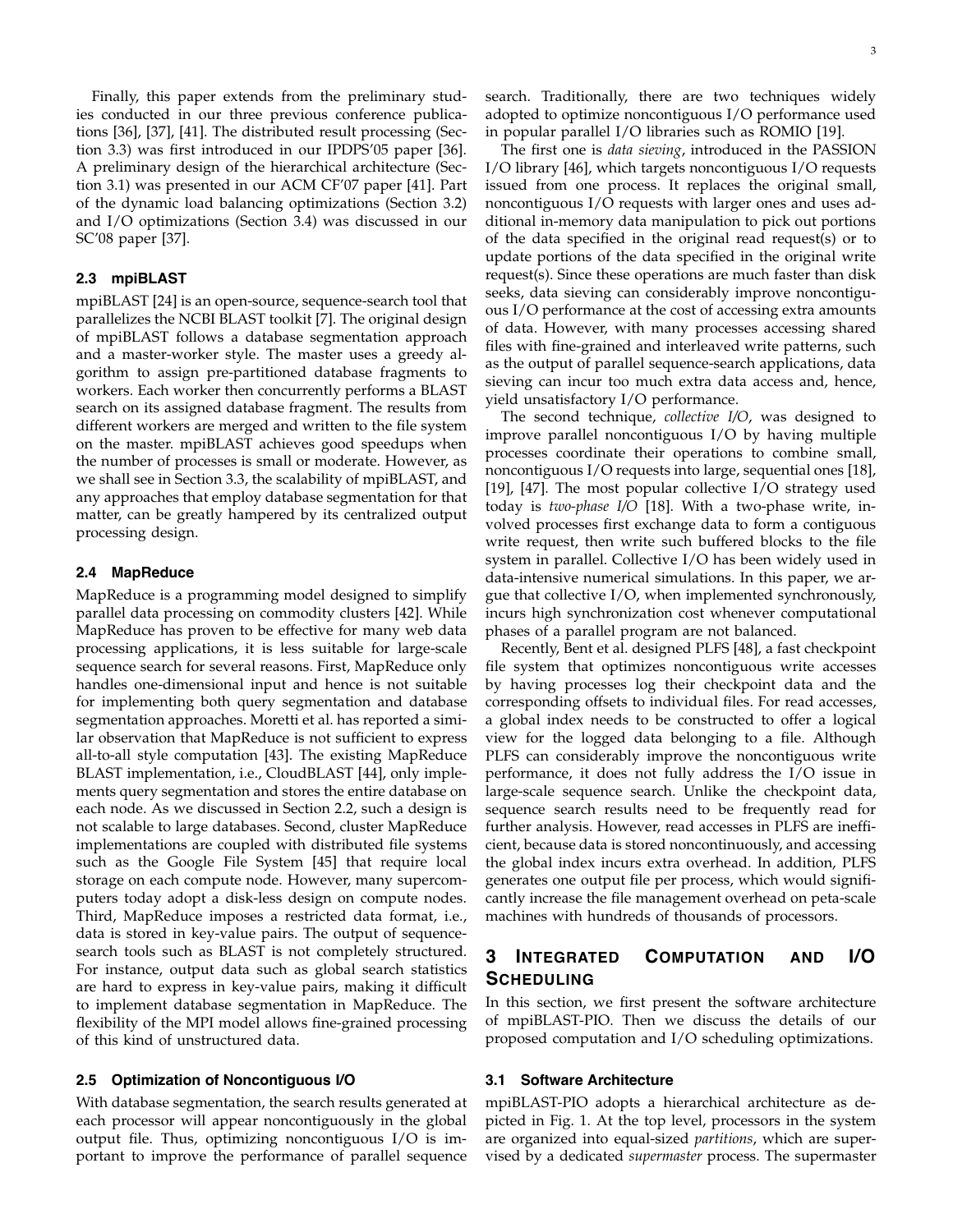Finally, this paper extends from the preliminary studies conducted in our three previous conference publications [36], [37], [41]. The distributed result processing (Section 3.3) was first introduced in our IPDPS'05 paper [36]. A preliminary design of the hierarchical architecture (Section 3.1) was presented in our ACM CF'07 paper [41]. Part of the dynamic load balancing optimizations (Section 3.2) and I/O optimizations (Section 3.4) was discussed in our SC'08 paper [37].

### 2.3 mpiBLAST

mpiBLAST [24] is an open-source, sequence-search tool that parallelizes the NCBI BLAST toolkit [7]. The original design of mpiBLAST follows a database segmentation approach and a master-worker style. The master uses a greedy algorithm to assign pre-partitioned database fragments to workers. Each worker then concurrently performs a BLAST search on its assigned database fragment. The results from different workers are merged and written to the file system on the master. mpiBLAST achieves good speedups when the number of processes is small or moderate. However, as we shall see in Section 3.3, the scalability of mpiBLAST, and any approaches that employ database segmentation for that matter, can be greatly hampered by its centralized output processing design.

### 2.4 MapReduce

MapReduce is a programming model designed to simplify parallel data processing on commodity clusters [42]. While MapReduce has proven to be effective for many web data processing applications, it is less suitable for large-scale sequence search for several reasons. First, MapReduce only handles one-dimensional input and hence is not suitable for implementing both query segmentation and database segmentation approaches. Moretti et al. has reported a similar observation that MapReduce is not sufficient to express all-to-all style computation [43]. The existing MapReduce BLAST implementation, i.e., CloudBLAST [44], only implements query segmentation and stores the entire database on each node. As we discussed in Section 2.2, such a design is not scalable to large databases. Second, cluster MapReduce implementations are coupled with distributed file systems such as the Google File System [45] that require local storage on each compute node. However, many supercomputers today adopt a disk-less design on compute nodes. Third, MapReduce imposes a restricted data format, i.e., data is stored in key-value pairs. The output of sequence-search tools such as BLAST is not completely structured. For instance, output data such as global search statistics are hard to express in key-value pairs, making it difficult to implement database segmentation in MapReduce. The flexibility of the MPI model allows fine-grained processing of this kind of unstructured data.

### 2.5 Optimization of Noncontiguous I/O

With database segmentation, the search results generated at each processor will appear noncontiguously in the global output file. Thus, optimizing noncontiguous I/O is important to improve the performance of parallel sequence search. Traditionally, there are two techniques widely adopted to optimize noncontiguous I/O performance used in popular parallel I/O libraries such as ROMIO [19].

The first one is *data sieving*, introduced in the PASSION I/O library [46], which targets noncontiguous I/O requests issued from one process. It replaces the original small, noncontiguous I/O requests with larger ones and uses additional in-memory data manipulation to pick out portions of the data specified in the original read request(s) or to update portions of the data specified in the original write request(s). Since these operations are much faster than disk seeks, data sieving can considerably improve noncontiguous I/O performance at the cost of accessing extra amounts of data. However, with many processes accessing shared files with fine-grained and interleaved write patterns, such as the output of parallel sequence-search applications, data sieving can incur too much extra data access and, hence, yield unsatisfactory I/O performance.

The second technique, *collective I/O*, was designed to improve parallel noncontiguous I/O by having multiple processes coordinate their operations to combine small, noncontiguous I/O requests into large, sequential ones [18], [19], [47]. The most popular collective I/O strategy used today is *two-phase I/O* [18]. With a two-phase write, involved processes first exchange data to form a contiguous write request, then write such buffered blocks to the file system in parallel. Collective I/O has been widely used in data-intensive numerical simulations. In this paper, we argue that collective I/O, when implemented synchronously, incurs high synchronization cost whenever computational phases of a parallel program are not balanced.

Recently, Bent et al. designed PLFS [48], a fast checkpoint file system that optimizes noncontiguous write accesses by having processes log their checkpoint data and the corresponding offsets to individual files. For read accesses, a global index needs to be constructed to offer a logical view for the logged data belonging to a file. Although PLFS can considerably improve the noncontiguous write performance, it does not fully address the I/O issue in large-scale sequence search. Unlike the checkpoint data, sequence search results need to be frequently read for further analysis. However, read accesses in PLFS are inefficient, because data is stored noncontinuously, and accessing the global index incurs extra overhead. In addition, PLFS generates one output file per process, which would significantly increase the file management overhead on peta-scale machines with hundreds of thousands of processors.

## 3 Integrated Computation and I/O Scheduling

In this section, we first present the software architecture of mpiBLAST-PIO. Then we discuss the details of our proposed computation and I/O scheduling optimizations.

### 3.1 Software Architecture

mpiBLAST-PIO adopts a hierarchical architecture as depicted in Fig. 1. At the top level, processors in the system are organized into equal-sized *partitions*, which are supervised by a dedicated *supermaster* process. The supermaster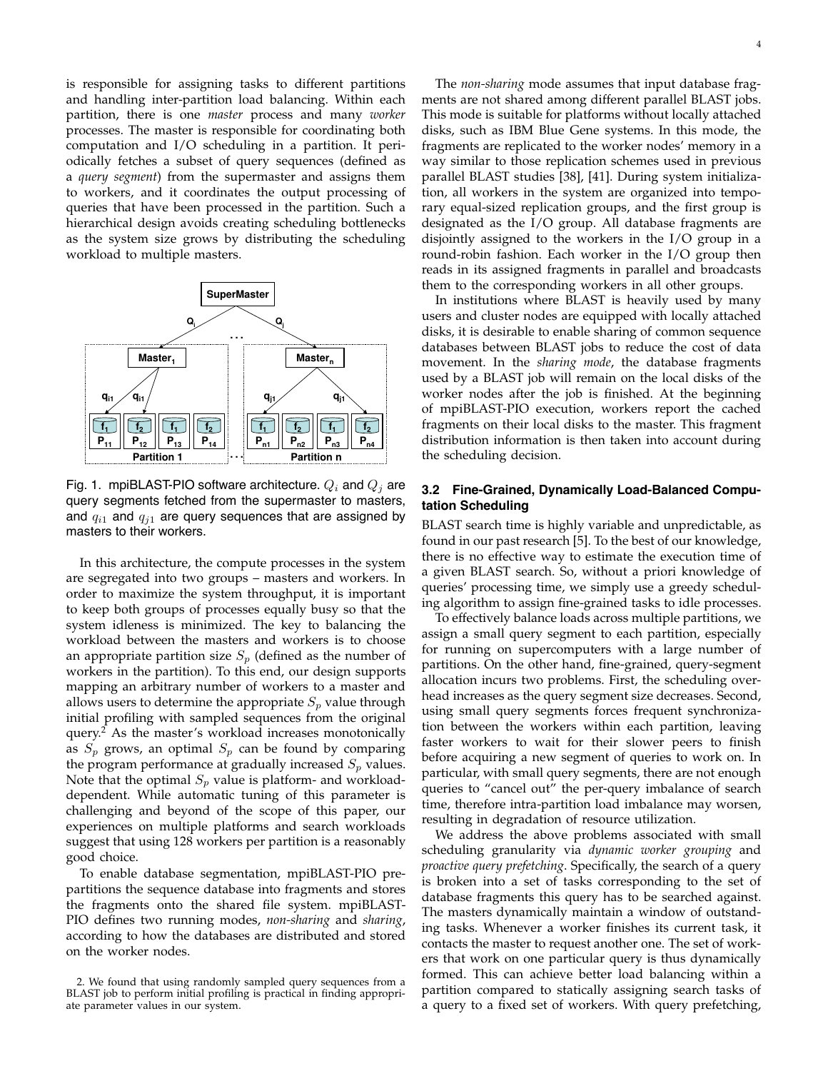is responsible for assigning tasks to different partitions and handling inter-partition load balancing. Within each partition, there is one *master* process and many *worker* processes. The master is responsible for coordinating both computation and I/O scheduling in a partition. It periodically fetches a subset of query sequences (defined as a *query segment*) from the supermaster and assigns them to workers, and it coordinates the output processing of queries that have been processed in the partition. Such a hierarchical design avoids creating scheduling bottlenecks as the system size grows by distributing the scheduling workload to multiple masters.

SuperMaster

$Q_i$ $Q_j$

$\text{Master}_1$ $\text{Master}_n$

$q_{i1}$ $q_{i1}$ $q_{j1}$ $q_{j1}$

$f_1$ $f_2$ $f_1$ $f_2$ $f_1$ $f_2$ $f_1$ $f_2$

$P_{11}$ $P_{12}$ $P_{13}$ $P_{14}$ $P_{n1}$ $P_{n2}$ $P_{n3}$ $P_{n4}$

Partition 1 Partition n

Fig. 1. mpiBLAST-PIO software architecture. $Q_i$ and $Q_j$ are query segments fetched from the supermaster to masters, and $q_{i1}$ and $q_{j1}$ are query sequences that are assigned by masters to their workers.

In this architecture, the compute processes in the system are segregated into two groups – masters and workers. In order to maximize the system throughput, it is important to keep both groups of processes equally busy so that the system idleness is minimized. The key to balancing the workload between the masters and workers is to choose an appropriate partition size $S_p$ (defined as the number of workers in the partition). To this end, our design supports mapping an arbitrary number of workers to a master and allows users to determine the appropriate $S_p$ value through initial profiling with sampled sequences from the original query.[2] As the master's workload increases monotonically as $S_p$ grows, an optimal $S_p$ can be found by comparing the program performance at gradually increased $S_p$ values. Note that the optimal $S_p$ value is platform- and workload-dependent. While automatic tuning of this parameter is challenging and beyond of the scope of this paper, our experiences on multiple platforms and search workloads suggest that using 128 workers per partition is a reasonably good choice.

To enable database segmentation, mpiBLAST-PIO prepartitions the sequence database into fragments and stores the fragments onto the shared file system. mpiBLAST-PIO defines two running modes, *non-sharing* and *sharing*, according to how the databases are distributed and stored on the worker nodes.

2. We found that using randomly sampled query sequences from a BLAST job to perform initial profiling is practical in finding appropriate parameter values in our system.

The *non-sharing* mode assumes that input database fragments are not shared among different parallel BLAST jobs. This mode is suitable for platforms without locally attached disks, such as IBM Blue Gene systems. In this mode, the fragments are replicated to the worker nodes' memory in a way similar to those replication schemes used in previous parallel BLAST studies [38], [41]. During system initialization, all workers in the system are organized into temporary equal-sized replication groups, and the first group is designated as the I/O group. All database fragments are disjointly assigned to the workers in the I/O group in a round-robin fashion. Each worker in the I/O group then reads in its assigned fragments in parallel and broadcasts them to the corresponding workers in all other groups.

In institutions where BLAST is heavily used by many users and cluster nodes are equipped with locally attached disks, it is desirable to enable sharing of common sequence databases between BLAST jobs to reduce the cost of data movement. In the *sharing mode*, the database fragments used by a BLAST job will remain on the local disks of the worker nodes after the job is finished. At the beginning of mpiBLAST-PIO execution, workers report the cached fragments on their local disks to the master. This fragment distribution information is then taken into account during the scheduling decision.

### 3.2 Fine-Grained, Dynamically Load-Balanced Computation Scheduling

BLAST search time is highly variable and unpredictable, as found in our past research [5]. To the best of our knowledge, there is no effective way to estimate the execution time of a given BLAST search. So, without a priori knowledge of queries' processing time, we simply use a greedy scheduling algorithm to assign fine-grained tasks to idle processes.

To effectively balance loads across multiple partitions, we assign a small query segment to each partition, especially for running on supercomputers with a large number of partitions. On the other hand, fine-grained, query-segment allocation incurs two problems. First, the scheduling overhead increases as the query segment size decreases. Second, using small query segments forces frequent synchronization between the workers within each partition, leaving faster workers to wait for their slower peers to finish before acquiring a new segment of queries to work on. In particular, with small query segments, there are not enough queries to "cancel out" the per-query imbalance of search time, therefore intra-partition load imbalance may worsen, resulting in degradation of resource utilization.

We address the above problems associated with small scheduling granularity via *dynamic worker grouping* and *proactive query prefetching*. Specifically, the search of a query is broken into a set of tasks corresponding to the set of database fragments this query has to be searched against. The masters dynamically maintain a window of outstanding tasks. Whenever a worker finishes its current task, it contacts the master to request another one. The set of workers that work on one particular query is thus dynamically formed. This can achieve better load balancing within a partition compared to statically assigning search tasks of a query to a fixed set of workers. With query prefetching,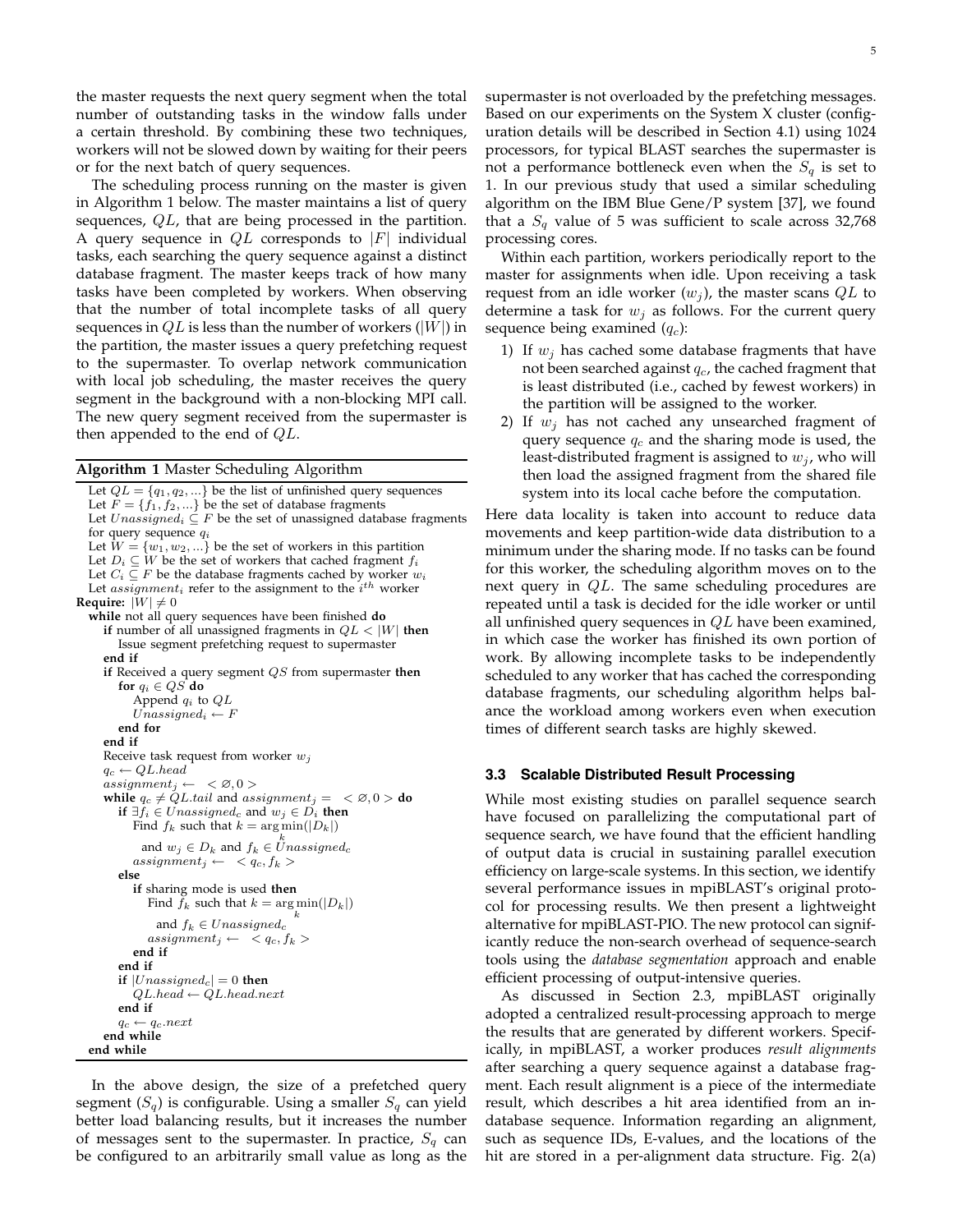the master requests the next query segment when the total number of outstanding tasks in the window falls under a certain threshold. By combining these two techniques, workers will not be slowed down by waiting for their peers or for the next batch of query sequences.

The scheduling process running on the master is given in Algorithm 1 below. The master maintains a list of query sequences, $QL$, that are being processed in the partition. A query sequence in $QL$ corresponds to $|F|$ individual tasks, each searching the query sequence against a distinct database fragment. The master keeps track of how many tasks have been completed by workers. When observing that the number of total incomplete tasks of all query sequences in $QL$ is less than the number of workers ($|W|$) in the partition, the master issues a query prefetching request to the supermaster. To overlap network communication with local job scheduling, the master receives the query segment in the background with a non-blocking MPI call. The new query segment received from the supermaster is then appended to the end of $QL$.

**Algorithm 1** Master Scheduling Algorithm

```
Let QL = {q_1, q_2, ...} be the list of unfinished query sequences
Let F = {f_1, f_2, ...} be the set of database fragments
Let Unassigned_i ⊆ F be the set of unassigned database fragments
for query sequence q_i
Let W = {w_1, w_2, ...} be the set of workers in this partition
Let D_i ⊆ W be the set of workers that cached fragment f_i
Let C_i ⊆ F be the database fragments cached by worker w_i
Let assignment_i refer to the assignment to the i^th worker
Require: |W| ≠ 0
while not all query sequences have been finished do
   if number of all unassigned fragments in QL < |W| then
      Issue segment prefetching request to supermaster
   end if
   if Received a query segment QS from supermaster then
      for q_i ∈ QS do
         Append q_i to QL
         Unassigned_i ← F
      end for
   end if
   Receive task request from worker w_j
   q_c ← QL.head
   assignment_j ← <∅, 0>
   while q_c ≠ QL.tail and assignment_j = <∅, 0> do
      if ∃f_i ∈ Unassigned_c and w_j ∈ D_i then
         Find f_k such that k = argmin_k(|D_k|)
            and w_j ∈ D_k and f_k ∈ Unassigned_c
         assignment_j ← <q_c, f_k>
      else
         if sharing mode is used then
            Find f_k such that k = argmin_k(|D_k|)
               and f_k ∈ Unassigned_c
            assignment_j ← <q_c, f_k>
         end if
      end if
      if |Unassigned_c| = 0 then
         QL.head ← QL.head.next
      end if
      q_c ← q_c.next
   end while
end while
```

In the above design, the size of a prefetched query segment ($S_q$) is configurable. Using a smaller $S_q$ can yield better load balancing results, but it increases the number of messages sent to the supermaster. In practice, $S_q$ can be configured to an arbitrarily small value as long as the supermaster is not overloaded by the prefetching messages. Based on our experiments on the System X cluster (configuration details will be described in Section 4.1) using 1024 processors, for typical BLAST searches the supermaster is not a performance bottleneck even when the $S_q$ is set to 1. In our previous study that used a similar scheduling algorithm on the IBM Blue Gene/P system [37], we found that a $S_q$ value of 5 was sufficient to scale across 32,768 processing cores.

Within each partition, workers periodically report to the master for assignments when idle. Upon receiving a task request from an idle worker ($w_j$), the master scans $QL$ to determine a task for $w_j$ as follows. For the current query sequence being examined ($q_c$):

1) If $w_j$ has cached some database fragments that have not been searched against $q_c$, the cached fragment that is least distributed (i.e., cached by fewest workers) in the partition will be assigned to the worker.
2) If $w_j$ has not cached any unsearched fragment of query sequence $q_c$ and the sharing mode is used, the least-distributed fragment is assigned to $w_j$, who will then load the assigned fragment from the shared file system into its local cache before the computation.

Here data locality is taken into account to reduce data movements and keep partition-wide data distribution to a minimum under the sharing mode. If no tasks can be found for this worker, the scheduling algorithm moves on to the next query in $QL$. The same scheduling procedures are repeated until a task is decided for the idle worker or until all unfinished query sequences in $QL$ have been examined, in which case the worker has finished its own portion of work. By allowing incomplete tasks to be independently scheduled to any worker that has cached the corresponding database fragments, our scheduling algorithm helps balance the workload among workers even when execution times of different search tasks are highly skewed.

### 3.3 Scalable Distributed Result Processing

While most existing studies on parallel sequence search have focused on parallelizing the computational part of sequence search, we have found that the efficient handling of output data is crucial in sustaining parallel execution efficiency on large-scale systems. In this section, we identify several performance issues in mpiBLAST's original protocol for processing results. We then present a lightweight alternative for mpiBLAST-PIO. The new protocol can significantly reduce the non-search overhead of sequence-search tools using the *database segmentation* approach and enable efficient processing of output-intensive queries.

As discussed in Section 2.3, mpiBLAST originally adopted a centralized result-processing approach to merge the results that are generated by different workers. Specifically, in mpiBLAST, a worker produces *result alignments* after searching a query sequence against a database fragment. Each result alignment is a piece of the intermediate result, which describes a hit area identified from an in-database sequence. Information regarding an alignment, such as sequence IDs, E-values, and the locations of the hit are stored in a per-alignment data structure. Fig. 2(a)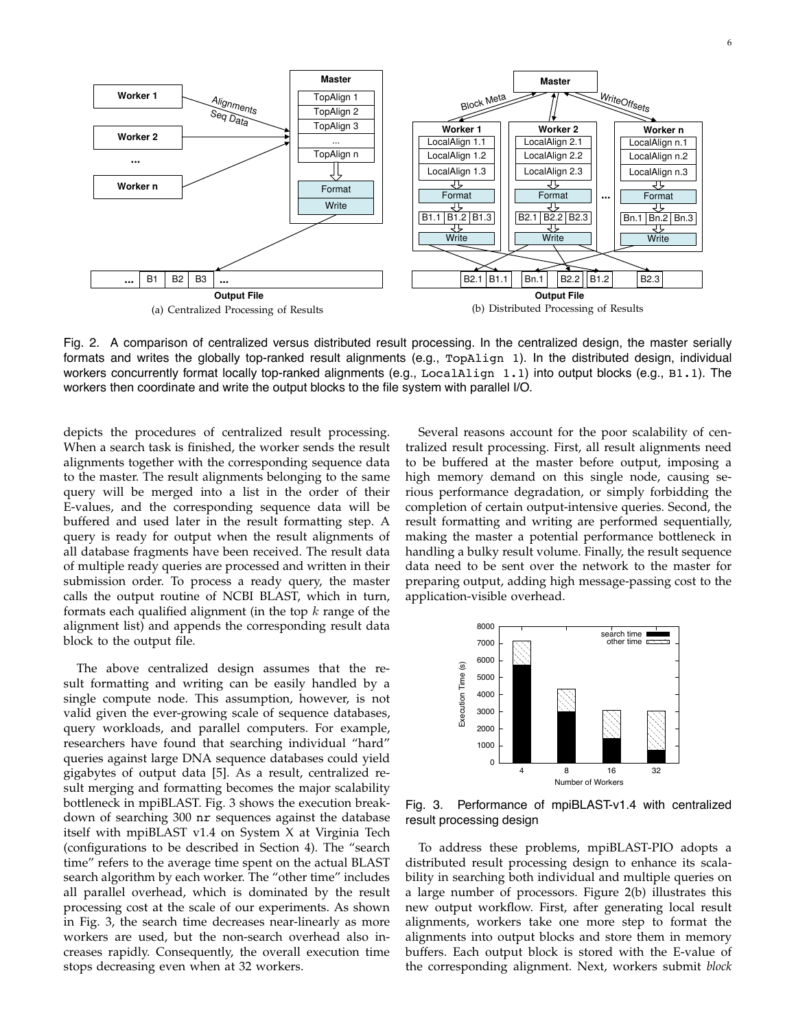Fig. 2. A comparison of centralized versus distributed result processing. In the centralized design, the master serially formats and writes the globally top-ranked result alignments (e.g., `TopAlign 1`). In the distributed design, individual workers concurrently format locally top-ranked alignments (e.g., `LocalAlign 1.1`) into output blocks (e.g., `B1.1`). The workers then coordinate and write the output blocks to the file system with parallel I/O.

depicts the procedures of centralized result processing. When a search task is finished, the worker sends the result alignments together with the corresponding sequence data to the master. The result alignments belonging to the same query will be merged into a list in the order of their E-values, and the corresponding sequence data will be buffered and used later in the result formatting step. A query is ready for output when the result alignments of all database fragments have been received. The result data of multiple ready queries are processed and written in their submission order. To process a ready query, the master calls the output routine of NCBI BLAST, which in turn, formats each qualified alignment (in the top $k$ range of the alignment list) and appends the corresponding result data block to the output file.

The above centralized design assumes that the result formatting and writing can be easily handled by a single compute node. This assumption, however, is not valid given the ever-growing scale of sequence databases, query workloads, and parallel computers. For example, researchers have found that searching individual "hard" queries against large DNA sequence databases could yield gigabytes of output data [5]. As a result, centralized result merging and formatting becomes the major scalability bottleneck in mpiBLAST. Fig. 3 shows the execution breakdown of searching 300 `nr` sequences against the database itself with mpiBLAST v1.4 on System X at Virginia Tech (configurations to be described in Section 4). The "search time" refers to the average time spent on the actual BLAST search algorithm by each worker. The "other time" includes all parallel overhead, which is dominated by the result processing cost at the scale of our experiments. As shown in Fig. 3, the search time decreases near-linearly as more workers are used, but the non-search overhead also increases rapidly. Consequently, the overall execution time stops decreasing even when at 32 workers.

Several reasons account for the poor scalability of centralized result processing. First, all result alignments need to be buffered at the master before output, imposing a high memory demand on this single node, causing serious performance degradation, or simply forbidding the completion of certain output-intensive queries. Second, the result formatting and writing are performed sequentially, making the master a potential performance bottleneck in handling a bulky result volume. Finally, the result sequence data need to be sent over the network to the master for preparing output, adding high message-passing cost to the application-visible overhead.

Fig. 3. Performance of mpiBLAST-v1.4 with centralized result processing design

To address these problems, mpiBLAST-PIO adopts a distributed result processing design to enhance its scalability in searching both individual and multiple queries on a large number of processors. Figure 2(b) illustrates this new output workflow. First, after generating local result alignments, workers take one more step to format the alignments into output blocks and store them in memory buffers. Each output block is stored with the E-value of the corresponding alignment. Next, workers submit *block*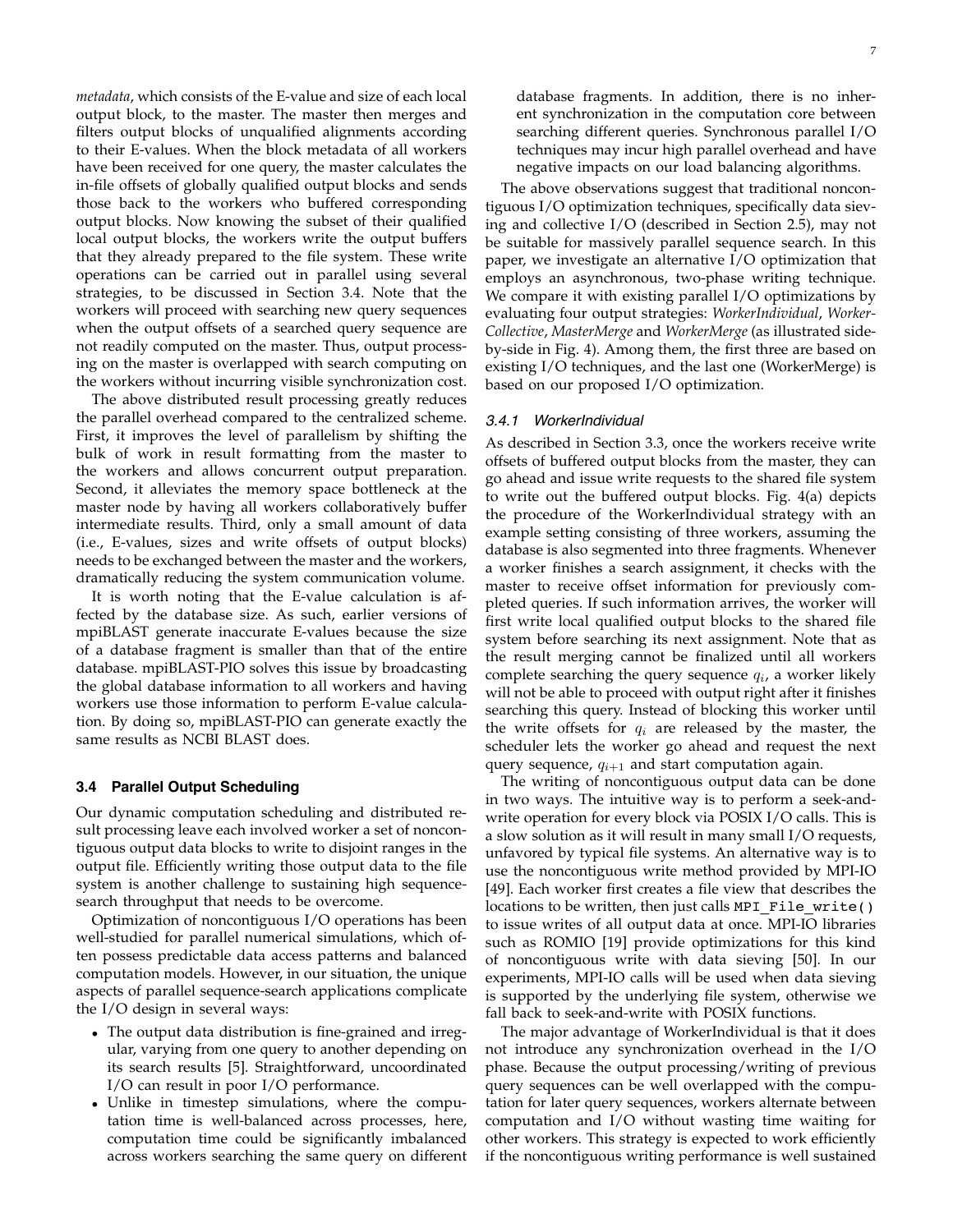*metadata*, which consists of the E-value and size of each local output block, to the master. The master then merges and filters output blocks of unqualified alignments according to their E-values. When the block metadata of all workers have been received for one query, the master calculates the in-file offsets of globally qualified output blocks and sends those back to the workers who buffered corresponding output blocks. Now knowing the subset of their qualified local output blocks, the workers write the output buffers that they already prepared to the file system. These write operations can be carried out in parallel using several strategies, to be discussed in Section 3.4. Note that the workers will proceed with searching new query sequences when the output offsets of a searched query sequence are not readily computed on the master. Thus, output processing on the master is overlapped with search computing on the workers without incurring visible synchronization cost.

The above distributed result processing greatly reduces the parallel overhead compared to the centralized scheme. First, it improves the level of parallelism by shifting the bulk of work in result formatting from the master to the workers and allows concurrent output preparation. Second, it alleviates the memory space bottleneck at the master node by having all workers collaboratively buffer intermediate results. Third, only a small amount of data (i.e., E-values, sizes and write offsets of output blocks) needs to be exchanged between the master and the workers, dramatically reducing the system communication volume.

It is worth noting that the E-value calculation is affected by the database size. As such, earlier versions of mpiBLAST generate inaccurate E-values because the size of a database fragment is smaller than that of the entire database. mpiBLAST-PIO solves this issue by broadcasting the global database information to all workers and having workers use those information to perform E-value calculation. By doing so, mpiBLAST-PIO can generate exactly the same results as NCBI BLAST does.

### 3.4 Parallel Output Scheduling

Our dynamic computation scheduling and distributed result processing leave each involved worker a set of noncontiguous output data blocks to write to disjoint ranges in the output file. Efficiently writing those output data to the file system is another challenge to sustaining high sequence-search throughput that needs to be overcome.

Optimization of noncontiguous I/O operations has been well-studied for parallel numerical simulations, which often possess predictable data access patterns and balanced computation models. However, in our situation, the unique aspects of parallel sequence-search applications complicate the I/O design in several ways:

- The output data distribution is fine-grained and irregular, varying from one query to another depending on its search results [5]. Straightforward, uncoordinated I/O can result in poor I/O performance.
- Unlike in timestep simulations, where the computation time is well-balanced across processes, here, computation time could be significantly imbalanced across workers searching the same query on different database fragments. In addition, there is no inherent synchronization in the computation core between searching different queries. Synchronous parallel I/O techniques may incur high parallel overhead and have negative impacts on our load balancing algorithms.

The above observations suggest that traditional noncontiguous I/O optimization techniques, specifically data sieving and collective I/O (described in Section 2.5), may not be suitable for massively parallel sequence search. In this paper, we investigate an alternative I/O optimization that employs an asynchronous, two-phase writing technique. We compare it with existing parallel I/O optimizations by evaluating four output strategies: *WorkerIndividual*, *WorkerCollective*, *MasterMerge* and *WorkerMerge* (as illustrated side-by-side in Fig. 4). Among them, the first three are based on existing I/O techniques, and the last one (WorkerMerge) is based on our proposed I/O optimization.

#### 3.4.1 WorkerIndividual

As described in Section 3.3, once the workers receive write offsets of buffered output blocks from the master, they can go ahead and issue write requests to the shared file system to write out the buffered output blocks. Fig. 4(a) depicts the procedure of the WorkerIndividual strategy with an example setting consisting of three workers, assuming the database is also segmented into three fragments. Whenever a worker finishes a search assignment, it checks with the master to receive offset information for previously completed queries. If such information arrives, the worker will first write local qualified output blocks to the shared file system before searching its next assignment. Note that as the result merging cannot be finalized until all workers complete searching the query sequence $q_i$, a worker likely will not be able to proceed with output right after it finishes searching this query. Instead of blocking this worker until the write offsets for $q_i$ are released by the master, the scheduler lets the worker go ahead and request the next query sequence, $q_{i+1}$ and start computation again.

The writing of noncontiguous output data can be done in two ways. The intuitive way is to perform a seek-and-write operation for every block via POSIX I/O calls. This is a slow solution as it will result in many small I/O requests, unfavored by typical file systems. An alternative way is to use the noncontiguous write method provided by MPI-IO [49]. Each worker first creates a file view that describes the locations to be written, then just calls `MPI_File_write()` to issue writes of all output data at once. MPI-IO libraries such as ROMIO [19] provide optimizations for this kind of noncontiguous write with data sieving [50]. In our experiments, MPI-IO calls will be used when data sieving is supported by the underlying file system, otherwise we fall back to seek-and-write with POSIX functions.

The major advantage of WorkerIndividual is that it does not introduce any synchronization overhead in the I/O phase. Because the output processing/writing of previous query sequences can be well overlapped with the computation for later query sequences, workers alternate between computation and I/O without wasting time waiting for other workers. This strategy is expected to work efficiently if the noncontiguous writing performance is well sustained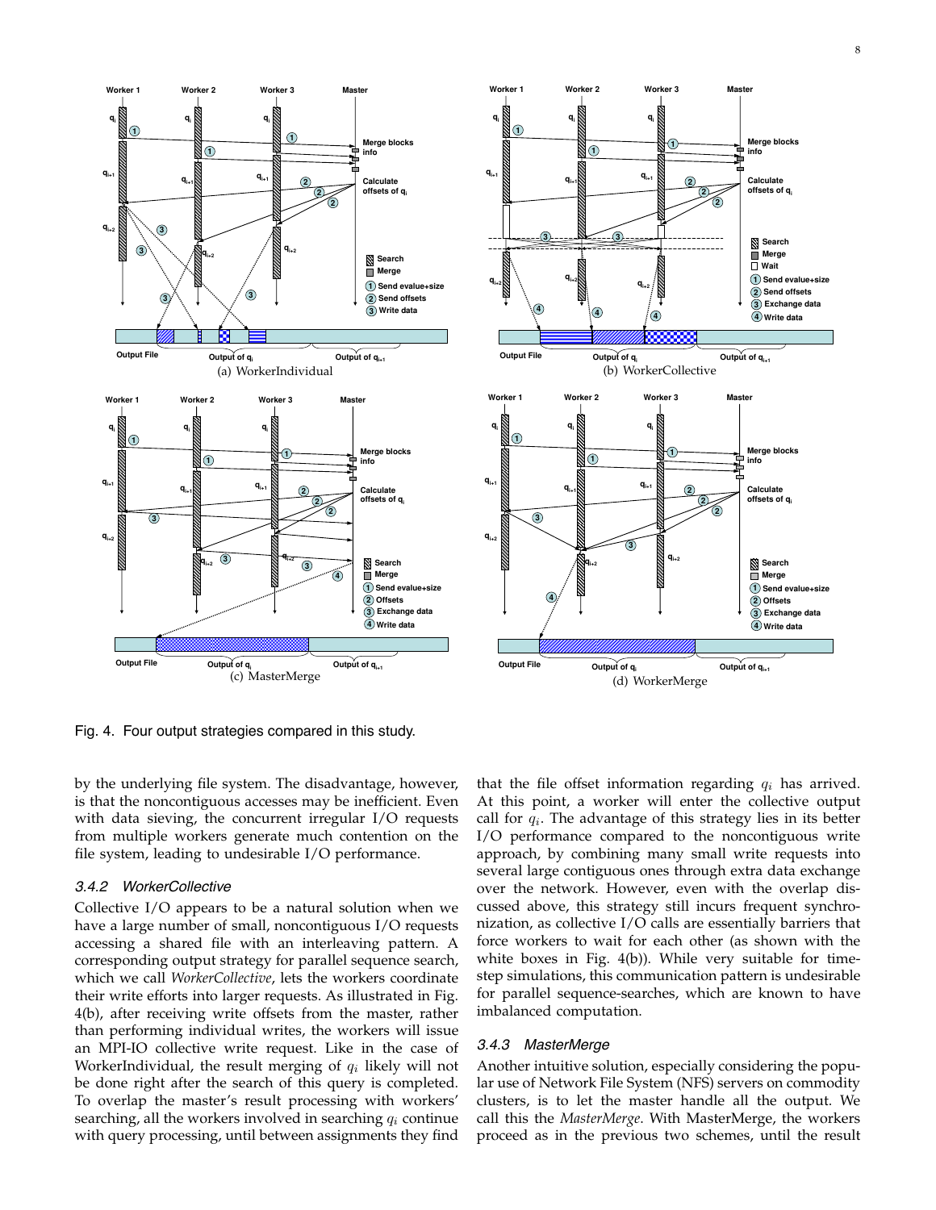Fig. 4. Four output strategies compared in this study.

by the underlying file system. The disadvantage, however, is that the noncontiguous accesses may be inefficient. Even with data sieving, the concurrent irregular I/O requests from multiple workers generate much contention on the file system, leading to undesirable I/O performance.

### 3.4.2 WorkerCollective

Collective I/O appears to be a natural solution when we have a large number of small, noncontiguous I/O requests accessing a shared file with an interleaving pattern. A corresponding output strategy for parallel sequence search, which we call *WorkerCollective*, lets the workers coordinate their write efforts into larger requests. As illustrated in Fig. 4(b), after receiving write offsets from the master, rather than performing individual writes, the workers will issue an MPI-IO collective write request. Like in the case of WorkerIndividual, the result merging of $q_i$ likely will not be done right after the search of this query is completed. To overlap the master's result processing with workers' searching, all the workers involved in searching $q_i$ continue with query processing, until between assignments they find that the file offset information regarding $q_i$ has arrived. At this point, a worker will enter the collective output call for $q_i$. The advantage of this strategy lies in its better I/O performance compared to the noncontiguous write approach, by combining many small write requests into several large contiguous ones through extra data exchange over the network. However, even with the overlap discussed above, this strategy still incurs frequent synchronization, as collective I/O calls are essentially barriers that force workers to wait for each other (as shown with the white boxes in Fig. 4(b)). While very suitable for time-step simulations, this communication pattern is undesirable for parallel sequence-searches, which are known to have imbalanced computation.

### 3.4.3 MasterMerge

Another intuitive solution, especially considering the popular use of Network File System (NFS) servers on commodity clusters, is to let the master handle all the output. We call this the *MasterMerge*. With MasterMerge, the workers proceed as in the previous two schemes, until the result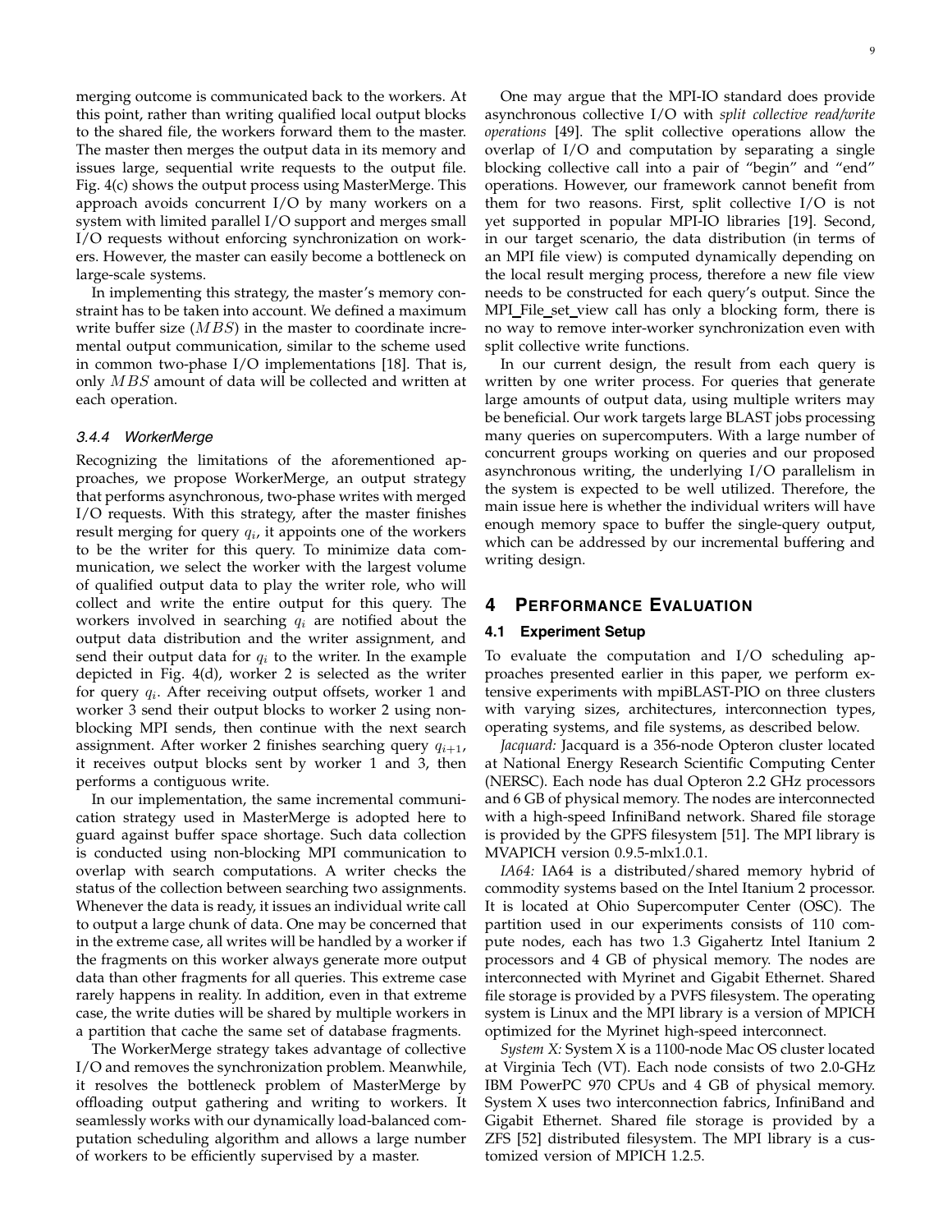merging outcome is communicated back to the workers. At this point, rather than writing qualified local output blocks to the shared file, the workers forward them to the master. The master then merges the output data in its memory and issues large, sequential write requests to the output file. Fig. 4(c) shows the output process using MasterMerge. This approach avoids concurrent I/O by many workers on a system with limited parallel I/O support and merges small I/O requests without enforcing synchronization on workers. However, the master can easily become a bottleneck on large-scale systems.

In implementing this strategy, the master's memory constraint has to be taken into account. We defined a maximum write buffer size ($MBS$) in the master to coordinate incremental output communication, similar to the scheme used in common two-phase I/O implementations [18]. That is, only $MBS$ amount of data will be collected and written at each operation.

#### 3.4.4 WorkerMerge

Recognizing the limitations of the aforementioned approaches, we propose WorkerMerge, an output strategy that performs asynchronous, two-phase writes with merged I/O requests. With this strategy, after the master finishes result merging for query $q_i$, it appoints one of the workers to be the writer for this query. To minimize data communication, we select the worker with the largest volume of qualified output data to play the writer role, who will collect and write the entire output for this query. The workers involved in searching $q_i$ are notified about the output data distribution and the writer assignment, and send their output data for $q_i$ to the writer. In the example depicted in Fig. 4(d), worker 2 is selected as the writer for query $q_i$. After receiving output offsets, worker 1 and worker 3 send their output blocks to worker 2 using non-blocking MPI sends, then continue with the next search assignment. After worker 2 finishes searching query $q_{i+1}$, it receives output blocks sent by worker 1 and 3, then performs a contiguous write.

In our implementation, the same incremental communication strategy used in MasterMerge is adopted here to guard against buffer space shortage. Such data collection is conducted using non-blocking MPI communication to overlap with search computations. A writer checks the status of the collection between searching two assignments. Whenever the data is ready, it issues an individual write call to output a large chunk of data. One may be concerned that in the extreme case, all writes will be handled by a worker if the fragments on this worker always generate more output data than other fragments for all queries. This extreme case rarely happens in reality. In addition, even in that extreme case, the write duties will be shared by multiple workers in a partition that cache the same set of database fragments.

The WorkerMerge strategy takes advantage of collective I/O and removes the synchronization problem. Meanwhile, it resolves the bottleneck problem of MasterMerge by offloading output gathering and writing to workers. It seamlessly works with our dynamically load-balanced computation scheduling algorithm and allows a large number of workers to be efficiently supervised by a master.

One may argue that the MPI-IO standard does provide asynchronous collective I/O with *split collective read/write operations* [49]. The split collective operations allow the overlap of I/O and computation by separating a single blocking collective call into a pair of "begin" and "end" operations. However, our framework cannot benefit from them for two reasons. First, split collective I/O is not yet supported in popular MPI-IO libraries [19]. Second, in our target scenario, the data distribution (in terms of an MPI file view) is computed dynamically depending on the local result merging process, therefore a new file view needs to be constructed for each query's output. Since the MPI_File_set_view call has only a blocking form, there is no way to remove inter-worker synchronization even with split collective write functions.

In our current design, the result from each query is written by one writer process. For queries that generate large amounts of output data, using multiple writers may be beneficial. Our work targets large BLAST jobs processing many queries on supercomputers. With a large number of concurrent groups working on queries and our proposed asynchronous writing, the underlying I/O parallelism in the system is expected to be well utilized. Therefore, the main issue here is whether the individual writers will have enough memory space to buffer the single-query output, which can be addressed by our incremental buffering and writing design.

## 4 Performance Evaluation

### 4.1 Experiment Setup

To evaluate the computation and I/O scheduling approaches presented earlier in this paper, we perform extensive experiments with mpiBLAST-PIO on three clusters with varying sizes, architectures, interconnection types, operating systems, and file systems, as described below.

*Jacquard:* Jacquard is a 356-node Opteron cluster located at National Energy Research Scientific Computing Center (NERSC). Each node has dual Opteron 2.2 GHz processors and 6 GB of physical memory. The nodes are interconnected with a high-speed InfiniBand network. Shared file storage is provided by the GPFS filesystem [51]. The MPI library is MVAPICH version 0.9.5-mlx1.0.1.

*IA64:* IA64 is a distributed/shared memory hybrid of commodity systems based on the Intel Itanium 2 processor. It is located at Ohio Supercomputer Center (OSC). The partition used in our experiments consists of 110 compute nodes, each has two 1.3 Gigahertz Intel Itanium 2 processors and 4 GB of physical memory. The nodes are interconnected with Myrinet and Gigabit Ethernet. Shared file storage is provided by a PVFS filesystem. The operating system is Linux and the MPI library is a version of MPICH optimized for the Myrinet high-speed interconnect.

*System X:* System X is a 1100-node Mac OS cluster located at Virginia Tech (VT). Each node consists of two 2.0-GHz IBM PowerPC 970 CPUs and 4 GB of physical memory. System X uses two interconnection fabrics, InfiniBand and Gigabit Ethernet. Shared file storage is provided by a ZFS [52] distributed filesystem. The MPI library is a customized version of MPICH 1.2.5.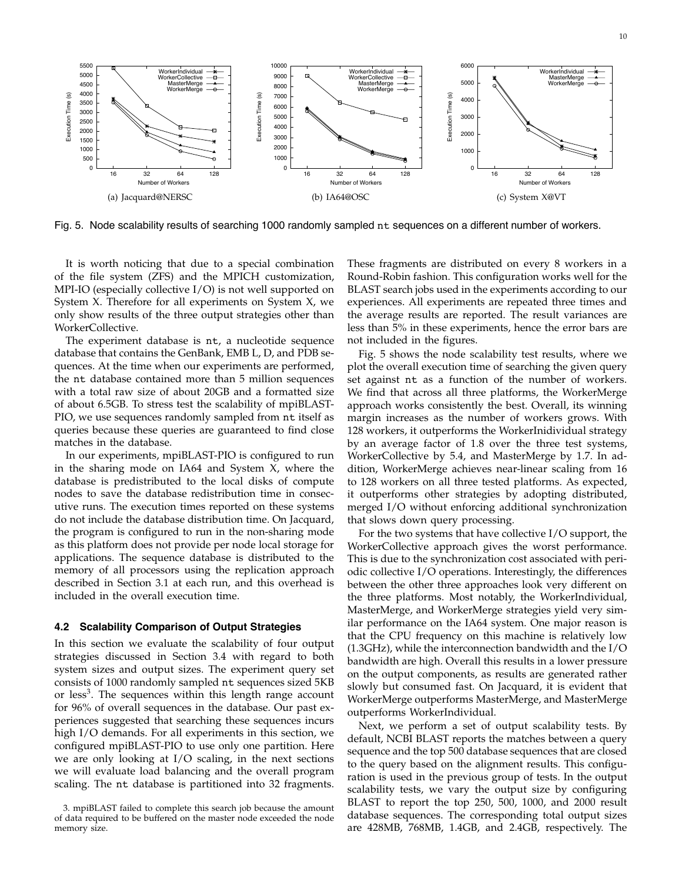Fig. 5. Node scalability results of searching 1000 randomly sampled nt sequences on a different number of workers.

(a) Jacquard@NERSC (b) IA64@OSC (c) System X@VT

It is worth noticing that due to a special combination of the file system (ZFS) and the MPICH customization, MPI-IO (especially collective I/O) is not well supported on System X. Therefore for all experiments on System X, we only show results of the three output strategies other than WorkerCollective.

The experiment database is nt, a nucleotide sequence database that contains the GenBank, EMB L, D, and PDB sequences. At the time when our experiments are performed, the nt database contained more than 5 million sequences with a total raw size of about 20GB and a formatted size of about 6.5GB. To stress test the scalability of mpiBLAST-PIO, we use sequences randomly sampled from nt itself as queries because these queries are guaranteed to find close matches in the database.

In our experiments, mpiBLAST-PIO is configured to run in the sharing mode on IA64 and System X, where the database is predistributed to the local disks of compute nodes to save the database redistribution time in consecutive runs. The execution times reported on these systems do not include the database distribution time. On Jacquard, the program is configured to run in the non-sharing mode as this platform does not provide per node local storage for applications. The sequence database is distributed to the memory of all processors using the replication approach described in Section 3.1 at each run, and this overhead is included in the overall execution time.

### 4.2 Scalability Comparison of Output Strategies

In this section we evaluate the scalability of four output strategies discussed in Section 3.4 with regard to both system sizes and output sizes. The experiment query set consists of 1000 randomly sampled nt sequences sized 5KB or less[3]. The sequences within this length range account for 96% of overall sequences in the database. Our past experiences suggested that searching these sequences incurs high I/O demands. For all experiments in this section, we configured mpiBLAST-PIO to use only one partition. Here we are only looking at I/O scaling, in the next sections we will evaluate load balancing and the overall program scaling. The nt database is partitioned into 32 fragments. These fragments are distributed on every 8 workers in a Round-Robin fashion. This configuration works well for the BLAST search jobs used in the experiments according to our experiences. All experiments are repeated three times and the average results are reported. The result variances are less than 5% in these experiments, hence the error bars are not included in the figures.

Fig. 5 shows the node scalability test results, where we plot the overall execution time of searching the given query set against nt as a function of the number of workers. We find that across all three platforms, the WorkerMerge approach works consistently the best. Overall, its winning margin increases as the number of workers grows. With 128 workers, it outperforms the WorkerInidividual strategy by an average factor of 1.8 over the three test systems, WorkerCollective by 5.4, and MasterMerge by 1.7. In addition, WorkerMerge achieves near-linear scaling from 16 to 128 workers on all three tested platforms. As expected, it outperforms other strategies by adopting distributed, merged I/O without enforcing additional synchronization that slows down query processing.

For the two systems that have collective I/O support, the WorkerCollective approach gives the worst performance. This is due to the synchronization cost associated with periodic collective I/O operations. Interestingly, the differences between the other three approaches look very different on the three platforms. Most notably, the WorkerIndividual, MasterMerge, and WorkerMerge strategies yield very similar performance on the IA64 system. One major reason is that the CPU frequency on this machine is relatively low (1.3GHz), while the interconnection bandwidth and the I/O bandwidth are high. Overall this results in a lower pressure on the output components, as results are generated rather slowly but consumed fast. On Jacquard, it is evident that WorkerMerge outperforms MasterMerge, and MasterMerge outperforms WorkerIndividual.

Next, we perform a set of output scalability tests. By default, NCBI BLAST reports the matches between a query sequence and the top 500 database sequences that are closed to the query based on the alignment results. This configuration is used in the previous group of tests. In the output scalability tests, we vary the output size by configuring BLAST to report the top 250, 500, 1000, and 2000 result database sequences. The corresponding total output sizes are 428MB, 768MB, 1.4GB, and 2.4GB, respectively. The

3. mpiBLAST failed to complete this search job because the amount of data required to be buffered on the master node exceeded the node memory size.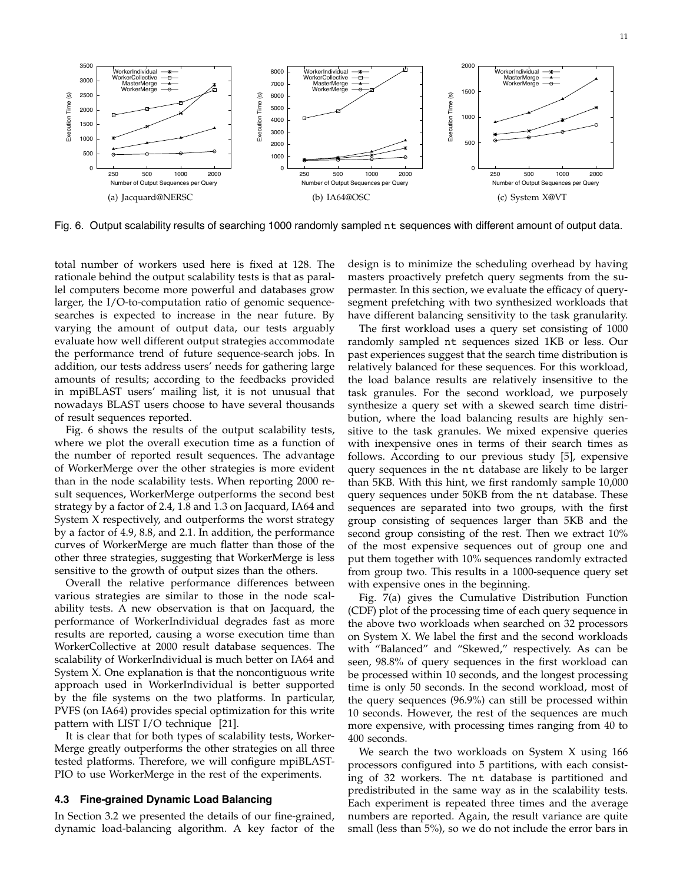(a) Jacquard@NERSC

(b) IA64@OSC

(c) System X@VT

Fig. 6. Output scalability results of searching 1000 randomly sampled nt sequences with different amount of output data.

total number of workers used here is fixed at 128. The rationale behind the output scalability tests is that as parallel computers become more powerful and databases grow larger, the I/O-to-computation ratio of genomic sequence-searches is expected to increase in the near future. By varying the amount of output data, our tests arguably evaluate how well different output strategies accommodate the performance trend of future sequence-search jobs. In addition, our tests address users' needs for gathering large amounts of results; according to the feedbacks provided in mpiBLAST users' mailing list, it is not unusual that nowadays BLAST users choose to have several thousands of result sequences reported.

Fig. 6 shows the results of the output scalability tests, where we plot the overall execution time as a function of the number of reported result sequences. The advantage of WorkerMerge over the other strategies is more evident than in the node scalability tests. When reporting 2000 result sequences, WorkerMerge outperforms the second best strategy by a factor of 2.4, 1.8 and 1.3 on Jacquard, IA64 and System X respectively, and outperforms the worst strategy by a factor of 4.9, 8.8, and 2.1. In addition, the performance curves of WorkerMerge are much flatter than those of the other three strategies, suggesting that WorkerMerge is less sensitive to the growth of output sizes than the others.

Overall the relative performance differences between various strategies are similar to those in the node scalability tests. A new observation is that on Jacquard, the performance of WorkerIndividual degrades fast as more results are reported, causing a worse execution time than WorkerCollective at 2000 result database sequences. The scalability of WorkerIndividual is much better on IA64 and System X. One explanation is that the noncontiguous write approach used in WorkerIndividual is better supported by the file systems on the two platforms. In particular, PVFS (on IA64) provides special optimization for this write pattern with LIST I/O technique [21].

It is clear that for both types of scalability tests, WorkerMerge greatly outperforms the other strategies on all three tested platforms. Therefore, we will configure mpiBLAST-PIO to use WorkerMerge in the rest of the experiments.

### 4.3 Fine-grained Dynamic Load Balancing

In Section 3.2 we presented the details of our fine-grained, dynamic load-balancing algorithm. A key factor of the design is to minimize the scheduling overhead by having masters proactively prefetch query segments from the supermaster. In this section, we evaluate the efficacy of query-segment prefetching with two synthesized workloads that have different balancing sensitivity to the task granularity.

The first workload uses a query set consisting of 1000 randomly sampled nt sequences sized 1KB or less. Our past experiences suggest that the search time distribution is relatively balanced for these sequences. For this workload, the load balance results are relatively insensitive to the task granules. For the second workload, we purposely synthesize a query set with a skewed search time distribution, where the load balancing results are highly sensitive to the task granules. We mixed expensive queries with inexpensive ones in terms of their search times as follows. According to our previous study [5], expensive query sequences in the nt database are likely to be larger than 5KB. With this hint, we first randomly sample 10,000 query sequences under 50KB from the nt database. These sequences are separated into two groups, with the first group consisting of sequences larger than 5KB and the second group consisting of the rest. Then we extract 10% of the most expensive sequences out of group one and put them together with 10% sequences randomly extracted from group two. This results in a 1000-sequence query set with expensive ones in the beginning.

Fig. 7(a) gives the Cumulative Distribution Function (CDF) plot of the processing time of each query sequence in the above two workloads when searched on 32 processors on System X. We label the first and the second workloads with "Balanced" and "Skewed," respectively. As can be seen, 98.8% of query sequences in the first workload can be processed within 10 seconds, and the longest processing time is only 50 seconds. In the second workload, most of the query sequences (96.9%) can still be processed within 10 seconds. However, the rest of the sequences are much more expensive, with processing times ranging from 40 to 400 seconds.

We search the two workloads on System X using 166 processors configured into 5 partitions, with each consisting of 32 workers. The nt database is partitioned and predistributed in the same way as in the scalability tests. Each experiment is repeated three times and the average numbers are reported. Again, the result variance are quite small (less than 5%), so we do not include the error bars in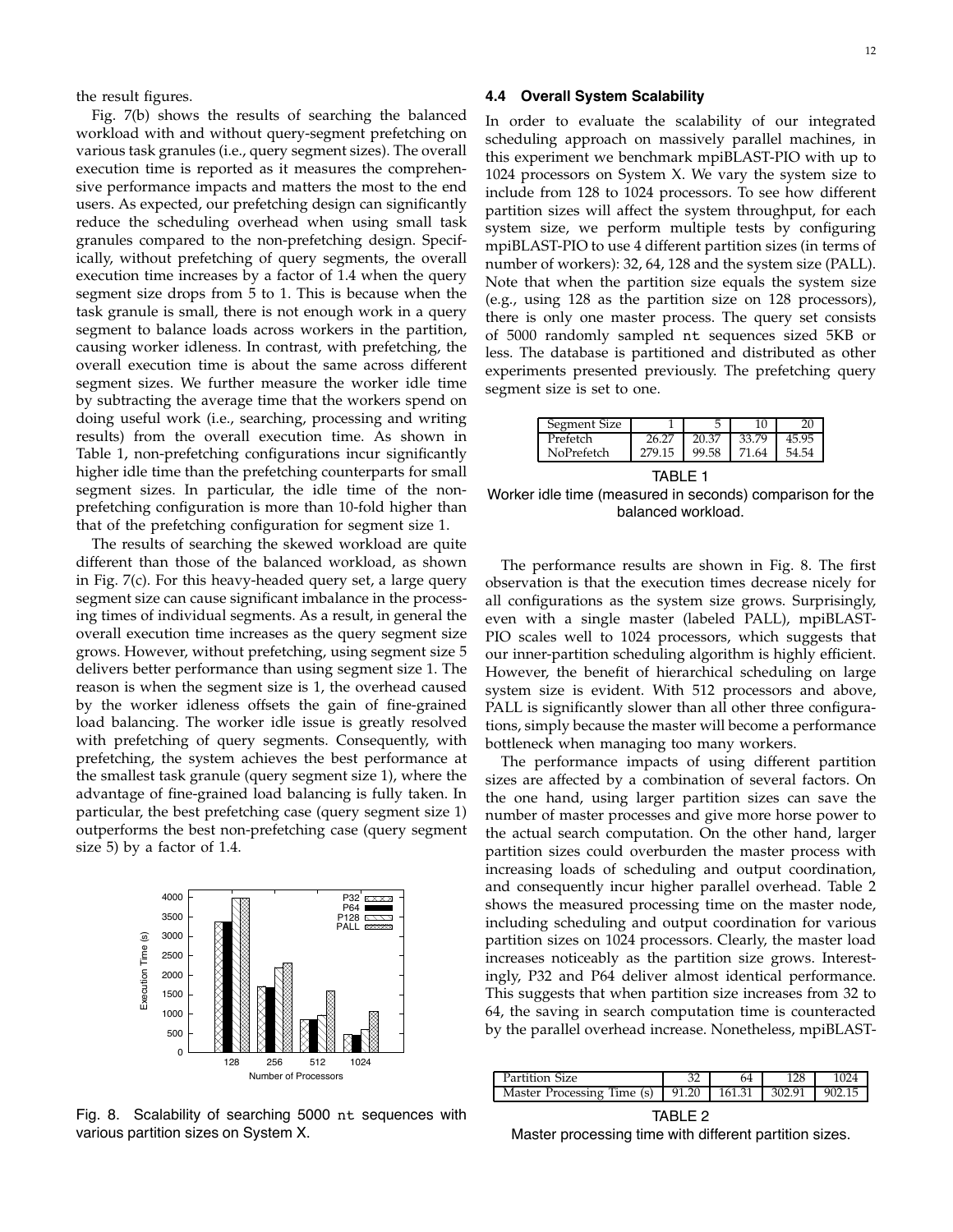the result figures.

Fig. 7(b) shows the results of searching the balanced workload with and without query-segment prefetching on various task granules (i.e., query segment sizes). The overall execution time is reported as it measures the comprehensive performance impacts and matters the most to the end users. As expected, our prefetching design can significantly reduce the scheduling overhead when using small task granules compared to the non-prefetching design. Specifically, without prefetching of query segments, the overall execution time increases by a factor of 1.4 when the query segment size drops from 5 to 1. This is because when the task granule is small, there is not enough work in a query segment to balance loads across workers in the partition, causing worker idleness. In contrast, with prefetching, the overall execution time is about the same across different segment sizes. We further measure the worker idle time by subtracting the average time that the workers spend on doing useful work (i.e., searching, processing and writing results) from the overall execution time. As shown in Table 1, non-prefetching configurations incur significantly higher idle time than the prefetching counterparts for small segment sizes. In particular, the idle time of the non-prefetching configuration is more than 10-fold higher than that of the prefetching configuration for segment size 1.

The results of searching the skewed workload are quite different than those of the balanced workload, as shown in Fig. 7(c). For this heavy-headed query set, a large query segment size can cause significant imbalance in the processing times of individual segments. As a result, in general the overall execution time increases as the query segment size grows. However, without prefetching, using segment size 5 delivers better performance than using segment size 1. The reason is when the segment size is 1, the overhead caused by the worker idleness offsets the gain of fine-grained load balancing. The worker idle issue is greatly resolved with prefetching of query segments. Consequently, with prefetching, the system achieves the best performance at the smallest task granule (query segment size 1), where the advantage of fine-grained load balancing is fully taken. In particular, the best prefetching case (query segment size 1) outperforms the best non-prefetching case (query segment size 5) by a factor of 1.4.

Fig. 8. Scalability of searching 5000 nt sequences with various partition sizes on System X.

### 4.4 Overall System Scalability

In order to evaluate the scalability of our integrated scheduling approach on massively parallel machines, in this experiment we benchmark mpiBLAST-PIO with up to 1024 processors on System X. We vary the system size to include from 128 to 1024 processors. To see how different partition sizes will affect the system throughput, for each system size, we perform multiple tests by configuring mpiBLAST-PIO to use 4 different partition sizes (in terms of number of workers): 32, 64, 128 and the system size (PALL). Note that when the partition size equals the system size (e.g., using 128 as the partition size on 128 processors), there is only one master process. The query set consists of 5000 randomly sampled nt sequences sized 5KB or less. The database is partitioned and distributed as other experiments presented previously. The prefetching query segment size is set to one.

| Segment Size | 1 | 5 | 10 | 20 |
|---|---|---|---|---|
| Prefetch | 26.27 | 20.37 | 33.79 | 45.95 |
| NoPrefetch | 279.15 | 99.58 | 71.64 | 54.54 |

TABLE 1
Worker idle time (measured in seconds) comparison for the balanced workload.

The performance results are shown in Fig. 8. The first observation is that the execution times decrease nicely for all configurations as the system size grows. Surprisingly, even with a single master (labeled PALL), mpiBLAST-PIO scales well to 1024 processors, which suggests that our inner-partition scheduling algorithm is highly efficient. However, the benefit of hierarchical scheduling on large system size is evident. With 512 processors and above, PALL is significantly slower than all other three configurations, simply because the master will become a performance bottleneck when managing too many workers.

The performance impacts of using different partition sizes are affected by a combination of several factors. On the one hand, using larger partition sizes can save the number of master processes and give more horse power to the actual search computation. On the other hand, larger partition sizes could overburden the master process with increasing loads of scheduling and output coordination, and consequently incur higher parallel overhead. Table 2 shows the measured processing time on the master node, including scheduling and output coordination for various partition sizes on 1024 processors. Clearly, the master load increases noticeably as the partition size grows. Interestingly, P32 and P64 deliver almost identical performance. This suggests that when partition size increases from 32 to 64, the saving in search computation time is counteracted by the parallel overhead increase. Nonetheless, mpiBLAST-

| Partition Size | 32 | 64 | 128 | 1024 |
|---|---|---|---|---|
| Master Processing Time (s) | 91.20 | 161.31 | 302.91 | 902.15 |

TABLE 2
Master processing time with different partition sizes.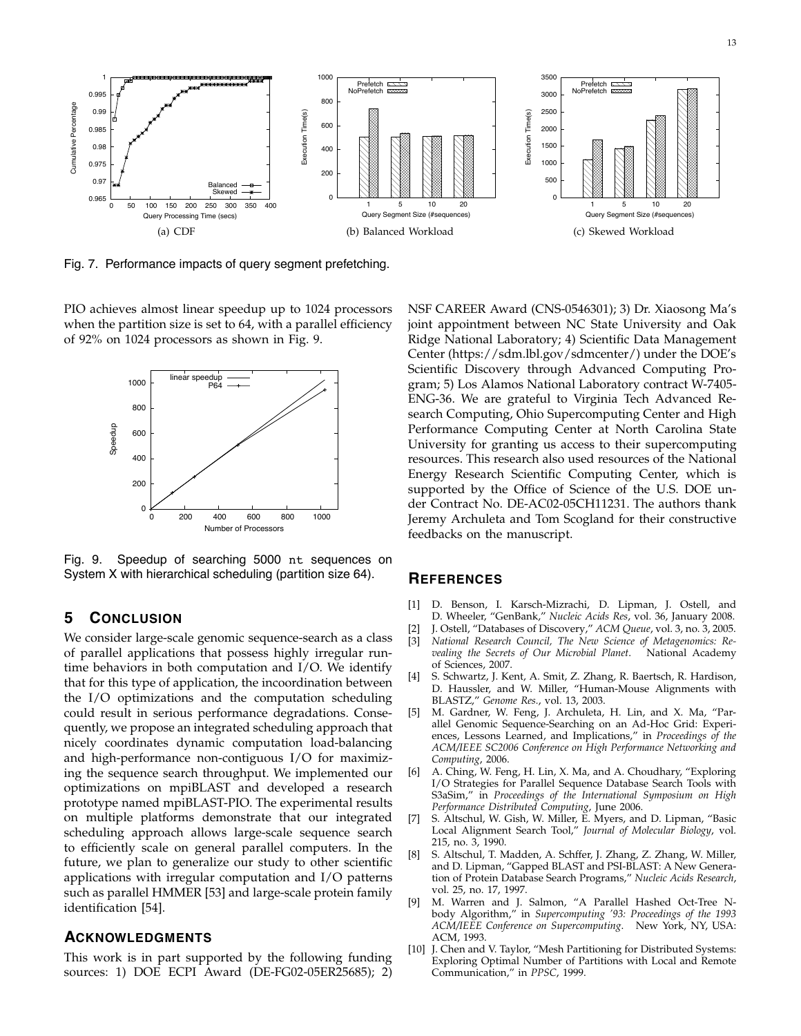(a) CDF

(b) Balanced Workload

(c) Skewed Workload

Fig. 7. Performance impacts of query segment prefetching.

PIO achieves almost linear speedup up to 1024 processors when the partition size is set to 64, with a parallel efficiency of 92% on 1024 processors as shown in Fig. 9.

Fig. 9. Speedup of searching 5000 nt sequences on System X with hierarchical scheduling (partition size 64).

## 5 Conclusion

We consider large-scale genomic sequence-search as a class of parallel applications that possess highly irregular runtime behaviors in both computation and I/O. We identify that for this type of application, the incoordination between the I/O optimizations and the computation scheduling could result in serious performance degradations. Consequently, we propose an integrated scheduling approach that nicely coordinates dynamic computation load-balancing and high-performance non-contiguous I/O for maximizing the sequence search throughput. We implemented our optimizations on mpiBLAST and developed a research prototype named mpiBLAST-PIO. The experimental results on multiple platforms demonstrate that our integrated scheduling approach allows large-scale sequence search to efficiently scale on general parallel computers. In the future, we plan to generalize our study to other scientific applications with irregular computation and I/O patterns such as parallel HMMER [53] and large-scale protein family identification [54].

## Acknowledgments

This work is in part supported by the following funding sources: 1) DOE ECPI Award (DE-FG02-05ER25685); 2) NSF CAREER Award (CNS-0546301); 3) Dr. Xiaosong Ma's joint appointment between NC State University and Oak Ridge National Laboratory; 4) Scientific Data Management Center (https://sdm.lbl.gov/sdmcenter/) under the DOE's Scientific Discovery through Advanced Computing Program; 5) Los Alamos National Laboratory contract W-7405-ENG-36. We are grateful to Virginia Tech Advanced Research Computing, Ohio Supercomputing Center and High Performance Computing Center at North Carolina State University for granting us access to their supercomputing resources. This research also used resources of the National Energy Research Scientific Computing Center, which is supported by the Office of Science of the U.S. DOE under Contract No. DE-AC02-05CH11231. The authors thank Jeremy Archuleta and Tom Scogland for their constructive feedbacks on the manuscript.

## References

[1] D. Benson, I. Karsch-Mizrachi, D. Lipman, J. Ostell, and D. Wheeler, "GenBank," *Nucleic Acids Res*, vol. 36, January 2008.

[2] J. Ostell, "Databases of Discovery," *ACM Queue*, vol. 3, no. 3, 2005.

[3] *National Research Council, The New Science of Metagenomics: Revealing the Secrets of Our Microbial Planet*. National Academy of Sciences, 2007.

[4] S. Schwartz, J. Kent, A. Smit, Z. Zhang, R. Baertsch, R. Hardison, D. Haussler, and W. Miller, "Human-Mouse Alignments with BLASTZ," *Genome Res.*, vol. 13, 2003.

[5] M. Gardner, W. Feng, J. Archuleta, H. Lin, and X. Ma, "Parallel Genomic Sequence-Searching on an Ad-Hoc Grid: Experiences, Lessons Learned, and Implications," in *Proceedings of the ACM/IEEE SC2006 Conference on High Performance Networking and Computing*, 2006.

[6] A. Ching, W. Feng, H. Lin, X. Ma, and A. Choudhary, "Exploring I/O Strategies for Parallel Sequence Database Search Tools with S3aSim," in *Proceedings of the International Symposium on High Performance Distributed Computing*, June 2006.

[7] S. Altschul, W. Gish, W. Miller, E. Myers, and D. Lipman, "Basic Local Alignment Search Tool," *Journal of Molecular Biology*, vol. 215, no. 3, 1990.

[8] S. Altschul, T. Madden, A. Schffer, J. Zhang, Z. Zhang, W. Miller, and D. Lipman, "Gapped BLAST and PSI-BLAST: A New Generation of Protein Database Search Programs," *Nucleic Acids Research*, vol. 25, no. 17, 1997.

[9] M. Warren and J. Salmon, "A Parallel Hashed Oct-Tree N-body Algorithm," in *Supercomputing '93: Proceedings of the 1993 ACM/IEEE Conference on Supercomputing*. New York, NY, USA: ACM, 1993.

[10] J. Chen and V. Taylor, "Mesh Partitioning for Distributed Systems: Exploring Optimal Number of Partitions with Local and Remote Communication," in *PPSC*, 1999.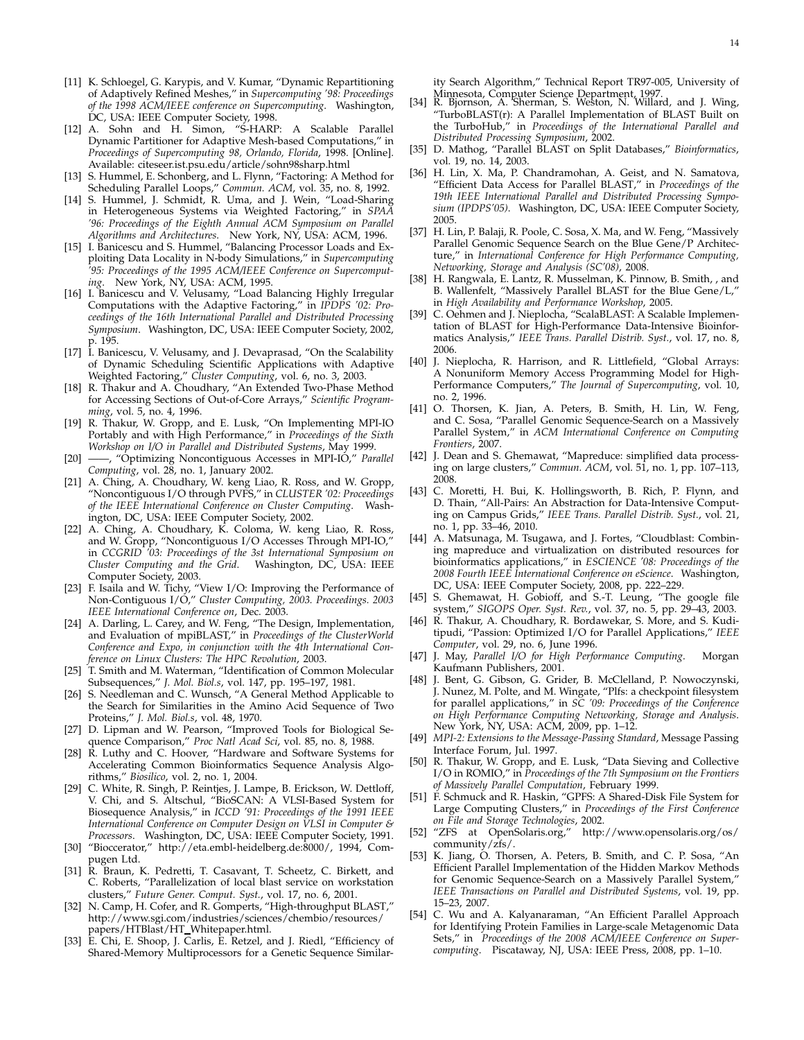[11] K. Schloegel, G. Karypis, and V. Kumar, “Dynamic Repartitioning of Adaptively Refined Meshes,” in *Supercomputing '98: Proceedings of the 1998 ACM/IEEE conference on Supercomputing*. Washington, DC, USA: IEEE Computer Society, 1998.

[12] A. Sohn and H. Simon, “S-HARP: A Scalable Parallel Dynamic Partitioner for Adaptive Mesh-based Computations,” in *Proceedings of Supercomputing 98, Orlando, Florida*, 1998. [Online]. Available: citeseer.ist.psu.edu/article/sohn98sharp.html

[13] S. Hummel, E. Schonberg, and L. Flynn, “Factoring: A Method for Scheduling Parallel Loops,” *Commun. ACM*, vol. 35, no. 8, 1992.

[14] S. Hummel, J. Schmidt, R. Uma, and J. Wein, “Load-Sharing in Heterogeneous Systems via Weighted Factoring,” in *SPAA '96: Proceedings of the Eighth Annual ACM Symposium on Parallel Algorithms and Architectures*. New York, NY, USA: ACM, 1996.

[15] I. Banicescu and S. Hummel, “Balancing Processor Loads and Exploiting Data Locality in N-body Simulations,” in *Supercomputing '95: Proceedings of the 1995 ACM/IEEE Conference on Supercomputing*. New York, NY, USA: ACM, 1995.

[16] I. Banicescu and V. Velusamy, “Load Balancing Highly Irregular Computations with the Adaptive Factoring,” in *IPDPS '02: Proceedings of the 16th International Parallel and Distributed Processing Symposium*. Washington, DC, USA: IEEE Computer Society, 2002, p. 195.

[17] I. Banicescu, V. Velusamy, and J. Devaprasad, “On the Scalability of Dynamic Scheduling Scientific Applications with Adaptive Weighted Factoring,” *Cluster Computing*, vol. 6, no. 3, 2003.

[18] R. Thakur and A. Choudhary, “An Extended Two-Phase Method for Accessing Sections of Out-of-Core Arrays,” *Scientific Programming*, vol. 5, no. 4, 1996.

[19] R. Thakur, W. Gropp, and E. Lusk, “On Implementing MPI-IO Portably and with High Performance,” in *Proceedings of the Sixth Workshop on I/O in Parallel and Distributed Systems*, May 1999.

[20] ——, “Optimizing Noncontiguous Accesses in MPI-IO,” *Parallel Computing*, vol. 28, no. 1, January 2002.

[21] A. Ching, A. Choudhary, W. keng Liao, R. Ross, and W. Gropp, “Noncontiguous I/O through PVFS,” in *CLUSTER '02: Proceedings of the IEEE International Conference on Cluster Computing*. Washington, DC, USA: IEEE Computer Society, 2002.

[22] A. Ching, A. Choudhary, K. Coloma, W. keng Liao, R. Ross, and W. Gropp, “Noncontiguous I/O Accesses Through MPI-IO,” in *CCGRID '03: Proceedings of the 3st International Symposium on Cluster Computing and the Grid*. Washington, DC, USA: IEEE Computer Society, 2003.

[23] F. Isaila and W. Tichy, “View I/O: Improving the Performance of Non-Contiguous I/O,” *Cluster Computing, 2003. Proceedings. 2003 IEEE International Conference on*, Dec. 2003.

[24] A. Darling, L. Carey, and W. Feng, “The Design, Implementation, and Evaluation of mpiBLAST,” in *Proceedings of the ClusterWorld Conference and Expo, in conjunction with the 4th International Conference on Linux Clusters: The HPC Revolution*, 2003.

[25] T. Smith and M. Waterman, “Identification of Common Molecular Subsequences,” *J. Mol. Biol.s*, vol. 147, pp. 195–197, 1981.

[26] S. Needleman and C. Wunsch, “A General Method Applicable to the Search for Similarities in the Amino Acid Sequence of Two Proteins,” *J. Mol. Biol.s*, vol. 48, 1970.

[27] D. Lipman and W. Pearson, “Improved Tools for Biological Sequence Comparison,” *Proc Natl Acad Sci*, vol. 85, no. 8, 1988.

[28] R. Luthy and C. Hoover, “Hardware and Software Systems for Accelerating Common Bioinformatics Sequence Analysis Algorithms,” *Biosilico*, vol. 2, no. 1, 2004.

[29] C. White, R. Singh, P. Reintjes, J. Lampe, B. Erickson, W. Dettloff, V. Chi, and S. Altschul, “BioSCAN: A VLSI-Based System for Biosequence Analysis,” in *ICCD '91: Proceedings of the 1991 IEEE International Conference on Computer Design on VLSI in Computer & Processors*. Washington, DC, USA: IEEE Computer Society, 1991.

[30] “Bioccerator,” http://eta.embl-heidelberg.de:8000/, 1994, Compugen Ltd.

[31] R. Braun, K. Pedretti, T. Casavant, T. Scheetz, C. Birkett, and C. Roberts, “Parallelization of local blast service on workstation clusters,” *Future Gener. Comput. Syst.*, vol. 17, no. 6, 2001.

[32] N. Camp, H. Cofer, and R. Gomperts, “High-throughput BLAST,” http://www.sgi.com/industries/sciences/chembio/resources/papers/HTBlast/HT_Whitepaper.html.

[33] E. Chi, E. Shoop, J. Carlis, E. Retzel, and J. Riedl, “Efficiency of Shared-Memory Multiprocessors for a Genetic Sequence Similarity Search Algorithm,” Technical Report TR97-005, University of Minnesota, Computer Science Department, 1997.

[34] R. Bjornson, A. Sherman, S. Weston, N. Willard, and J. Wing, “TurboBLAST(r): A Parallel Implementation of BLAST Built on the TurboHub,” in *Proceedings of the International Parallel and Distributed Processing Symposium*, 2002.

[35] D. Mathog, “Parallel BLAST on Split Databases,” *Bioinformatics*, vol. 19, no. 14, 2003.

[36] H. Lin, X. Ma, P. Chandramohan, A. Geist, and N. Samatova, “Efficient Data Access for Parallel BLAST,” in *Proceedings of the 19th IEEE International Parallel and Distributed Processing Symposium (IPDPS'05)*. Washington, DC, USA: IEEE Computer Society, 2005.

[37] H. Lin, P. Balaji, R. Poole, C. Sosa, X. Ma, and W. Feng, “Massively Parallel Genomic Sequence Search on the Blue Gene/P Architecture,” in *International Conference for High Performance Computing, Networking, Storage and Analysis (SC'08)*, 2008.

[38] H. Rangwala, E. Lantz, R. Musselman, K. Pinnow, B. Smith, , and B. Wallenfelt, “Massively Parallel BLAST for the Blue Gene/L,” in *High Availability and Performance Workshop*, 2005.

[39] C. Oehmen and J. Nieplocha, “ScalaBLAST: A Scalable Implementation of BLAST for High-Performance Data-Intensive Bioinformatics Analysis,” *IEEE Trans. Parallel Distrib. Syst.*, vol. 17, no. 8, 2006.

[40] J. Nieplocha, R. Harrison, and R. Littlefield, “Global Arrays: A Nonuniform Memory Access Programming Model for High-Performance Computers,” *The Journal of Supercomputing*, vol. 10, no. 2, 1996.

[41] O. Thorsen, K. Jian, A. Peters, B. Smith, H. Lin, W. Feng, and C. Sosa, “Parallel Genomic Sequence-Search on a Massively Parallel System,” in *ACM International Conference on Computing Frontiers*, 2007.

[42] J. Dean and S. Ghemawat, “Mapreduce: simplified data processing on large clusters,” *Commun. ACM*, vol. 51, no. 1, pp. 107–113, 2008.

[43] C. Moretti, H. Bui, K. Hollingsworth, B. Rich, P. Flynn, and D. Thain, “All-Pairs: An Abstraction for Data-Intensive Computing on Campus Grids,” *IEEE Trans. Parallel Distrib. Syst.*, vol. 21, no. 1, pp. 33–46, 2010.

[44] A. Matsunaga, M. Tsugawa, and J. Fortes, “Cloudblast: Combining mapreduce and virtualization on distributed resources for bioinformatics applications,” in *ESCIENCE '08: Proceedings of the 2008 Fourth IEEE International Conference on eScience*. Washington, DC, USA: IEEE Computer Society, 2008, pp. 222–229.

[45] S. Ghemawat, H. Gobioff, and S.-T. Leung, “The google file system,” *SIGOPS Oper. Syst. Rev.*, vol. 37, no. 5, pp. 29–43, 2003.

[46] R. Thakur, A. Choudhary, R. Bordawekar, S. More, and S. Kuditipudi, “Passion: Optimized I/O for Parallel Applications,” *IEEE Computer*, vol. 29, no. 6, June 1996.

[47] J. May, *Parallel I/O for High Performance Computing*. Morgan Kaufmann Publishers, 2001.

[48] J. Bent, G. Gibson, G. Grider, B. McClelland, P. Nowoczynski, J. Nunez, M. Polte, and M. Wingate, “Plfs: a checkpoint filesystem for parallel applications,” in *SC '09: Proceedings of the Conference on High Performance Computing Networking, Storage and Analysis*. New York, NY, USA: ACM, 2009, pp. 1–12.

[49] *MPI-2: Extensions to the Message-Passing Standard*, Message Passing Interface Forum, Jul. 1997.

[50] R. Thakur, W. Gropp, and E. Lusk, “Data Sieving and Collective I/O in ROMIO,” in *Proceedings of the 7th Symposium on the Frontiers of Massively Parallel Computation*, February 1999.

[51] F. Schmuck and R. Haskin, “GPFS: A Shared-Disk File System for Large Computing Clusters,” in *Proceedings of the First Conference on File and Storage Technologies*, 2002.

[52] “ZFS at OpenSolaris.org,” http://www.opensolaris.org/os/community/zfs/.

[53] K. Jiang, O. Thorsen, A. Peters, B. Smith, and C. P. Sosa, “An Efficient Parallel Implementation of the Hidden Markov Methods for Genomic Sequence-Search on a Massively Parallel System,” *IEEE Transactions on Parallel and Distributed Systems*, vol. 19, pp. 15–23, 2007.

[54] C. Wu and A. Kalyanaraman, “An Efficient Parallel Approach for Identifying Protein Families in Large-scale Metagenomic Data Sets,” in *Proceedings of the 2008 ACM/IEEE Conference on Supercomputing*. Piscataway, NJ, USA: IEEE Press, 2008, pp. 1–10.